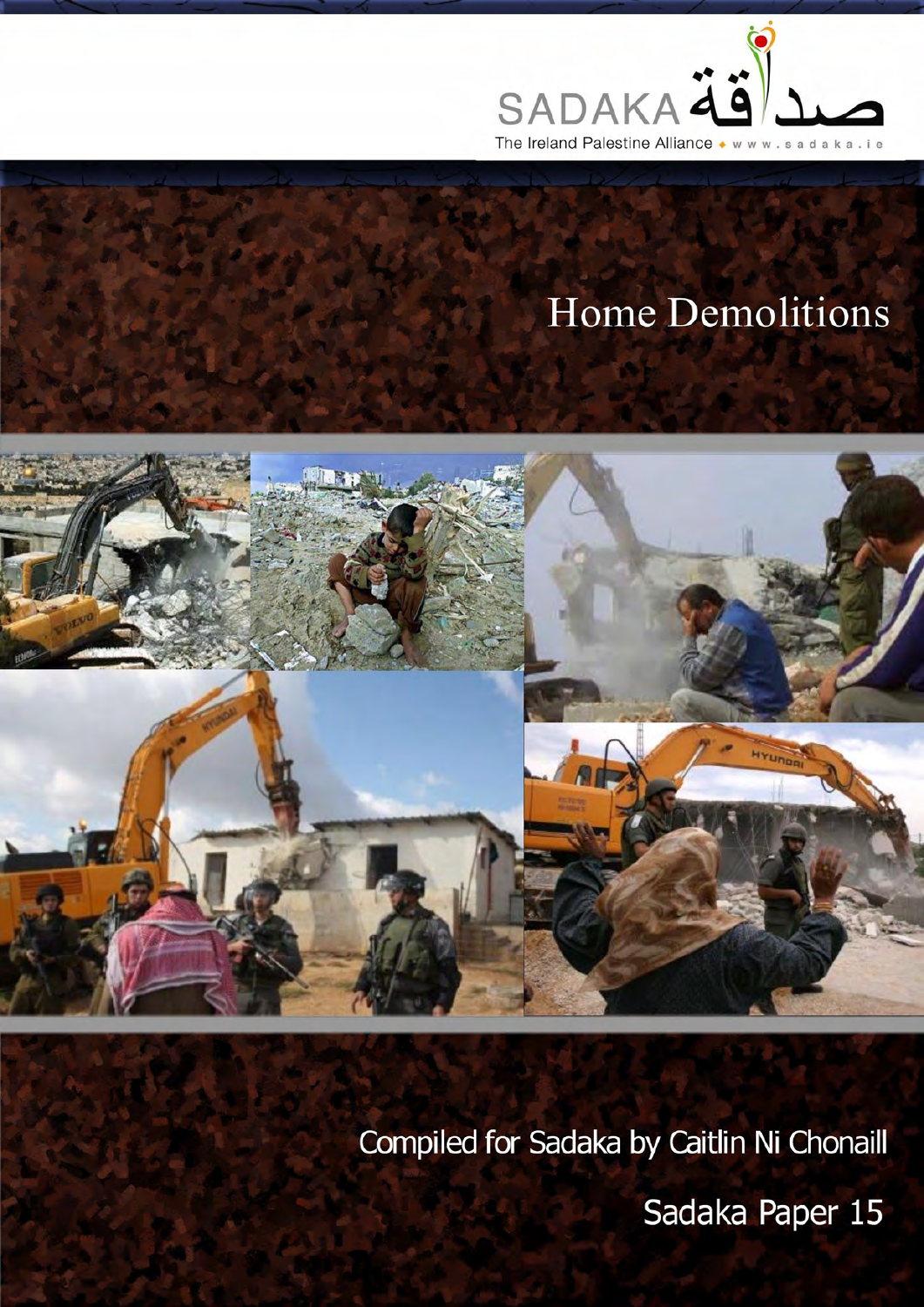SADAKA صداقة

The Ireland Palestine Alliance • www.sadaka.ie

# Home Demolitions

Compiled for Sadaka by Caitlin Ni Chonaill

Sadaka Paper 15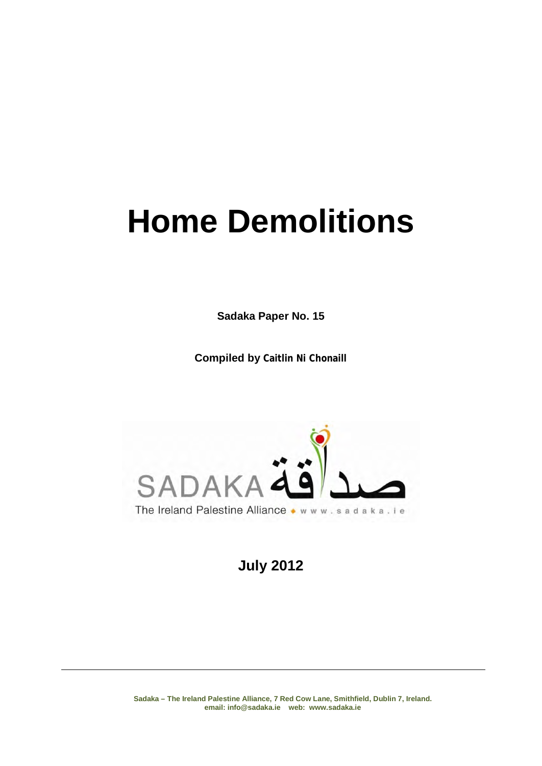# Home Demolitions

**Sadaka Paper No. 15**

**Compiled by Caitlin Ni Chonaill**

SADAKA صداقة

The Ireland Palestine Alliance • www.sadaka.ie

**July 2012**

---

**Sadaka – The Ireland Palestine Alliance, 7 Red Cow Lane, Smithfield, Dublin 7, Ireland.**
**email: info@sadaka.ie web: www.sadaka.ie**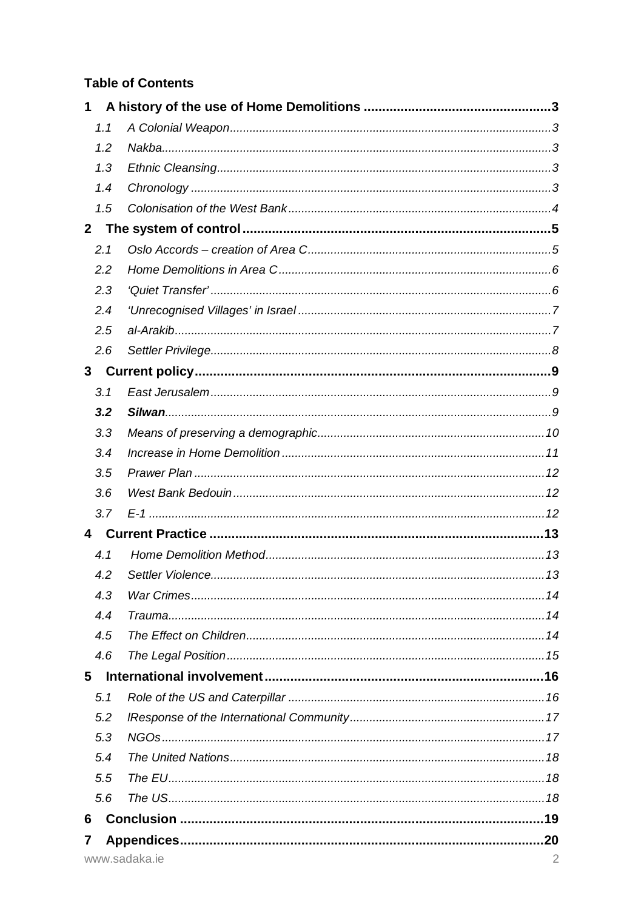**Table of Contents**

**1 A history of the use of Home Demolitions ....................................................3**

1.1 *A Colonial Weapon ....................................................................................3*

1.2 *Nakba ........................................................................................................3*

1.3 *Ethnic Cleansing .......................................................................................3*

1.4 *Chronology ...............................................................................................3*

1.5 *Colonisation of the West Bank ..................................................................4*

**2 The system of control ....................................................................................5**

2.1 *Oslo Accords – creation of Area C ............................................................5*

2.2 *Home Demolitions in Area C .....................................................................6*

2.3 *'Quiet Transfer' ..........................................................................................6*

2.4 *'Unrecognised Villages' in Israel ...............................................................7*

2.5 *al-Arakib ....................................................................................................7*

2.6 *Settler Privilege .........................................................................................8*

**3 Current policy .................................................................................................9**

3.1 *East Jerusalem ..........................................................................................9*

**3.2** ***Silwan*** ***......................................................................................................9***

3.3 *Means of preserving a demographic .......................................................10*

3.4 *Increase in Home Demolition ..................................................................11*

3.5 *Prawer Plan .............................................................................................12*

3.6 *West Bank Bedouin .................................................................................12*

3.7 *E-1 ..........................................................................................................12*

**4 Current Practice ...........................................................................................13**

4.1 *Home Demolition Method ........................................................................13*

4.2 *Settler Violence ........................................................................................13*

4.3 *War Crimes ..............................................................................................14*

4.4 *Trauma .....................................................................................................14*

4.5 *The Effect on Children .............................................................................14*

4.6 *The Legal Position ...................................................................................15*

**5 International involvement ............................................................................16**

5.1 *Role of the US and Caterpillar ................................................................16*

5.2 *lResponse of the International Community .............................................17*

5.3 *NGOs .......................................................................................................17*

5.4 *The United Nations ..................................................................................18*

5.5 *The EU .....................................................................................................18*

5.6 *The US .....................................................................................................18*

**6 Conclusion ...................................................................................................19**

**7 Appendices ..................................................................................................20**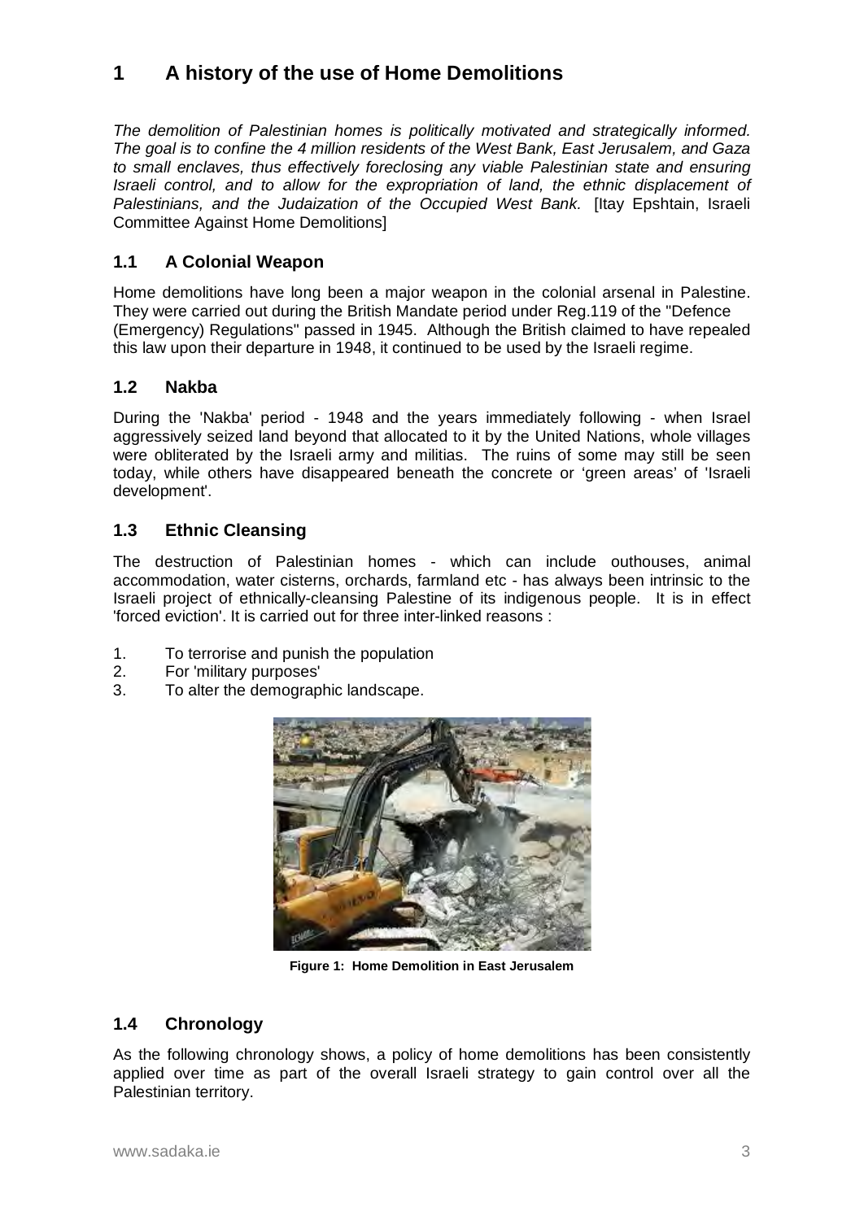# 1 A history of the use of Home Demolitions

*The demolition of Palestinian homes is politically motivated and strategically informed. The goal is to confine the 4 million residents of the West Bank, East Jerusalem, and Gaza to small enclaves, thus effectively foreclosing any viable Palestinian state and ensuring Israeli control, and to allow for the expropriation of land, the ethnic displacement of Palestinians, and the Judaization of the Occupied West Bank.* [Itay Epshtain, Israeli Committee Against Home Demolitions]

## 1.1 A Colonial Weapon

Home demolitions have long been a major weapon in the colonial arsenal in Palestine. They were carried out during the British Mandate period under Reg.119 of the "Defence (Emergency) Regulations" passed in 1945. Although the British claimed to have repealed this law upon their departure in 1948, it continued to be used by the Israeli regime.

## 1.2 Nakba

During the 'Nakba' period - 1948 and the years immediately following - when Israel aggressively seized land beyond that allocated to it by the United Nations, whole villages were obliterated by the Israeli army and militias. The ruins of some may still be seen today, while others have disappeared beneath the concrete or 'green areas' of 'Israeli development'.

## 1.3 Ethnic Cleansing

The destruction of Palestinian homes - which can include outhouses, animal accommodation, water cisterns, orchards, farmland etc - has always been intrinsic to the Israeli project of ethnically-cleansing Palestine of its indigenous people. It is in effect 'forced eviction'. It is carried out for three inter-linked reasons :

1. To terrorise and punish the population
2. For 'military purposes'
3. To alter the demographic landscape.

**Figure 1: Home Demolition in East Jerusalem**

## 1.4 Chronology

As the following chronology shows, a policy of home demolitions has been consistently applied over time as part of the overall Israeli strategy to gain control over all the Palestinian territory.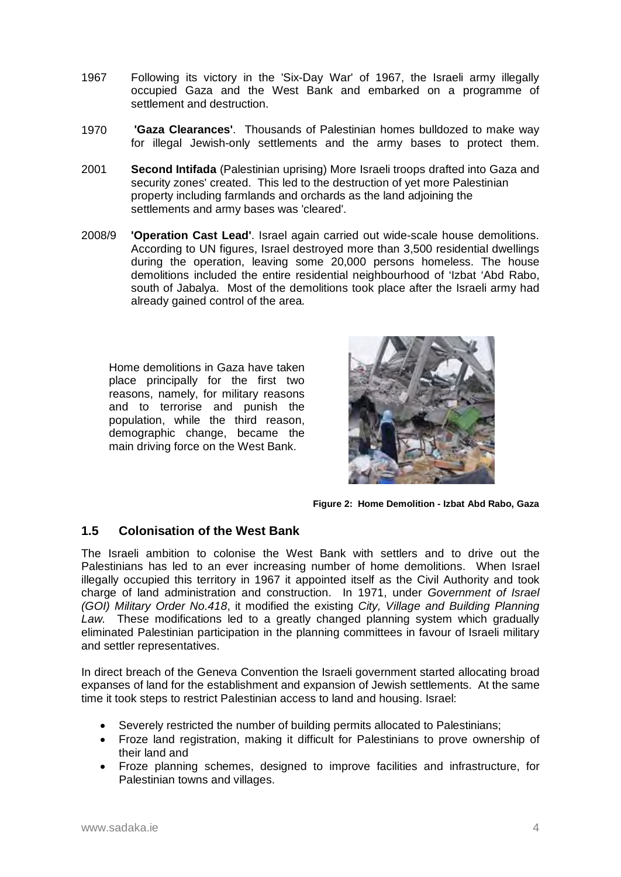1967 Following its victory in the 'Six-Day War' of 1967, the Israeli army illegally occupied Gaza and the West Bank and embarked on a programme of settlement and destruction.

1970 **'Gaza Clearances'**. Thousands of Palestinian homes bulldozed to make way for illegal Jewish-only settlements and the army bases to protect them.

2001 **Second Intifada** (Palestinian uprising) More Israeli troops drafted into Gaza and security zones' created. This led to the destruction of yet more Palestinian property including farmlands and orchards as the land adjoining the settlements and army bases was 'cleared'.

2008/9 **'Operation Cast Lead'**. Israel again carried out wide-scale house demolitions. According to UN figures, Israel destroyed more than 3,500 residential dwellings during the operation, leaving some 20,000 persons homeless. The house demolitions included the entire residential neighbourhood of 'Izbat 'Abd Rabo, south of Jabalya. Most of the demolitions took place after the Israeli army had already gained control of the area.

Home demolitions in Gaza have taken place principally for the first two reasons, namely, for military reasons and to terrorise and punish the population, while the third reason, demographic change, became the main driving force on the West Bank.

**Figure 2: Home Demolition - Izbat Abd Rabo, Gaza**

### 1.5 Colonisation of the West Bank

The Israeli ambition to colonise the West Bank with settlers and to drive out the Palestinians has led to an ever increasing number of home demolitions. When Israel illegally occupied this territory in 1967 it appointed itself as the Civil Authority and took charge of land administration and construction. In 1971, under *Government of Israel (GOI) Military Order No.418*, it modified the existing *City, Village and Building Planning Law.* These modifications led to a greatly changed planning system which gradually eliminated Palestinian participation in the planning committees in favour of Israeli military and settler representatives.

In direct breach of the Geneva Convention the Israeli government started allocating broad expanses of land for the establishment and expansion of Jewish settlements. At the same time it took steps to restrict Palestinian access to land and housing. Israel:

- Severely restricted the number of building permits allocated to Palestinians;
- Froze land registration, making it difficult for Palestinians to prove ownership of their land and
- Froze planning schemes, designed to improve facilities and infrastructure, for Palestinian towns and villages.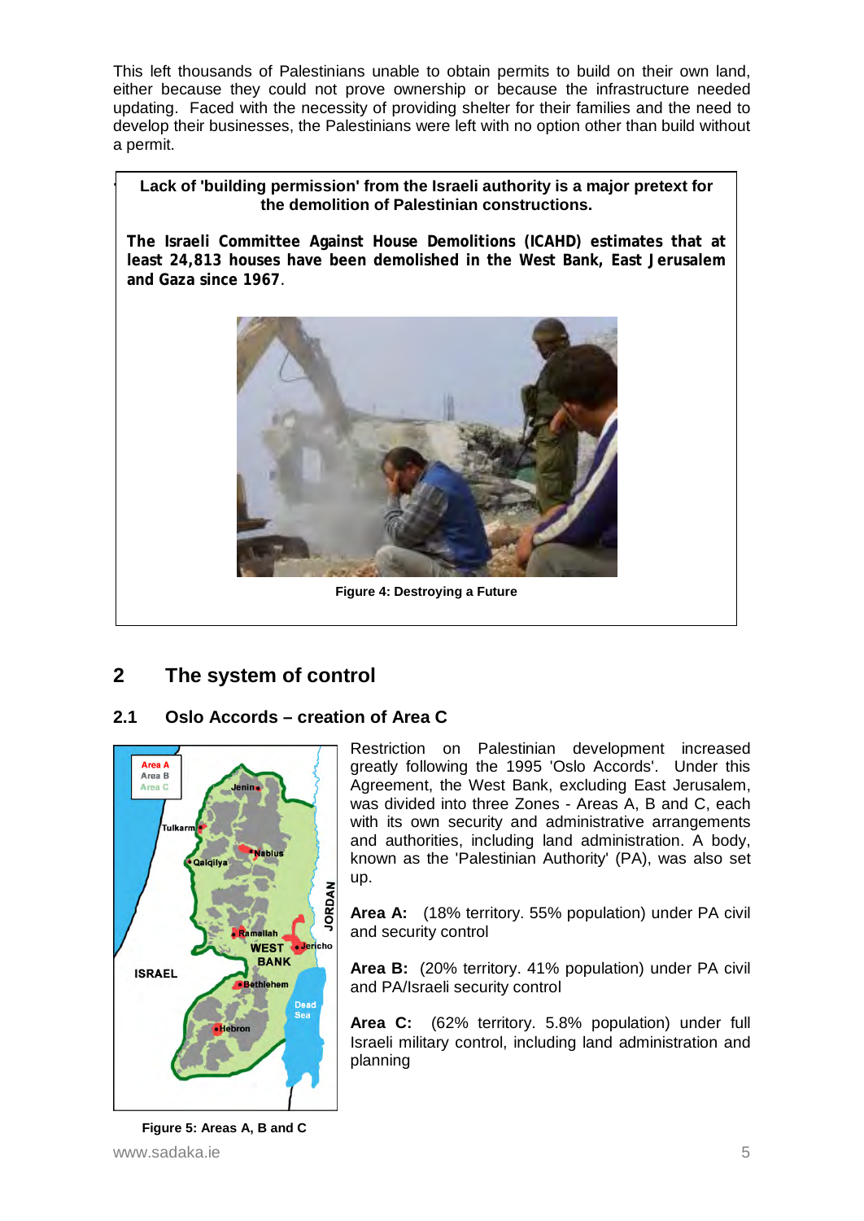This left thousands of Palestinians unable to obtain permits to build on their own land, either because they could not prove ownership or because the infrastructure needed updating. Faced with the necessity of providing shelter for their families and the need to develop their businesses, the Palestinians were left with no option other than build without a permit.

**Lack of 'building permission' from the Israeli authority is a major pretext for the demolition of Palestinian constructions.**

**The Israeli Committee Against House Demolitions (ICAHD) estimates that at least 24,813 houses have been demolished in the West Bank, East Jerusalem and Gaza since 1967**.

**Figure 4: Destroying a Future**

## 2 The system of control

### 2.1 Oslo Accords – creation of Area C

Area A
Area B
Area C
Jenin
Tulkarm
Nablus
Qalqilya
JORDAN
Ramallah
WEST BANK
Jericho
ISRAEL
Bethlehem
Dead Sea
Hebron

**Figure 5: Areas A, B and C**

Restriction on Palestinian development increased greatly following the 1995 'Oslo Accords'. Under this Agreement, the West Bank, excluding East Jerusalem, was divided into three Zones - Areas A, B and C, each with its own security and administrative arrangements and authorities, including land administration. A body, known as the 'Palestinian Authority' (PA), was also set up.

**Area A:** (18% territory. 55% population) under PA civil and security control

**Area B:** (20% territory. 41% population) under PA civil and PA/Israeli security control

**Area C:** (62% territory. 5.8% population) under full Israeli military control, including land administration and planning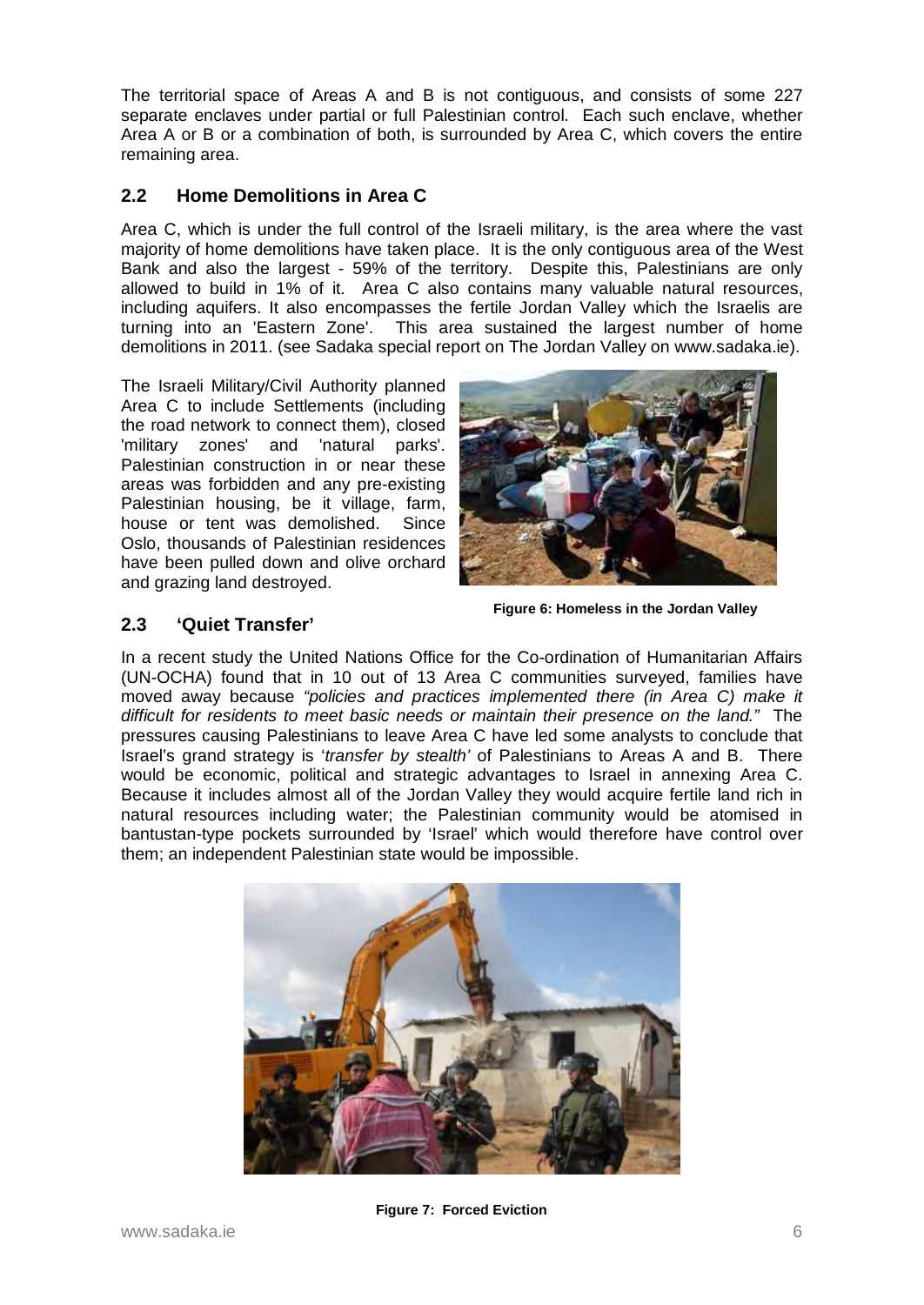The territorial space of Areas A and B is not contiguous, and consists of some 227 separate enclaves under partial or full Palestinian control. Each such enclave, whether Area A or B or a combination of both, is surrounded by Area C, which covers the entire remaining area.

## 2.2 Home Demolitions in Area C

Area C, which is under the full control of the Israeli military, is the area where the vast majority of home demolitions have taken place. It is the only contiguous area of the West Bank and also the largest - 59% of the territory. Despite this, Palestinians are only allowed to build in 1% of it. Area C also contains many valuable natural resources, including aquifers. It also encompasses the fertile Jordan Valley which the Israelis are turning into an 'Eastern Zone'. This area sustained the largest number of home demolitions in 2011. (see Sadaka special report on The Jordan Valley on www.sadaka.ie).

The Israeli Military/Civil Authority planned Area C to include Settlements (including the road network to connect them), closed 'military zones' and 'natural parks'. Palestinian construction in or near these areas was forbidden and any pre-existing Palestinian housing, be it village, farm, house or tent was demolished. Since Oslo, thousands of Palestinian residences have been pulled down and olive orchard and grazing land destroyed.

**Figure 6: Homeless in the Jordan Valley**

## 2.3 'Quiet Transfer'

In a recent study the United Nations Office for the Co-ordination of Humanitarian Affairs (UN-OCHA) found that in 10 out of 13 Area C communities surveyed, families have moved away because *"policies and practices implemented there (in Area C) make it difficult for residents to meet basic needs or maintain their presence on the land."* The pressures causing Palestinians to leave Area C have led some analysts to conclude that Israel's grand strategy is '*transfer by stealth*' of Palestinians to Areas A and B. There would be economic, political and strategic advantages to Israel in annexing Area C. Because it includes almost all of the Jordan Valley they would acquire fertile land rich in natural resources including water; the Palestinian community would be atomised in bantustan-type pockets surrounded by 'Israel' which would therefore have control over them; an independent Palestinian state would be impossible.

**Figure 7: Forced Eviction**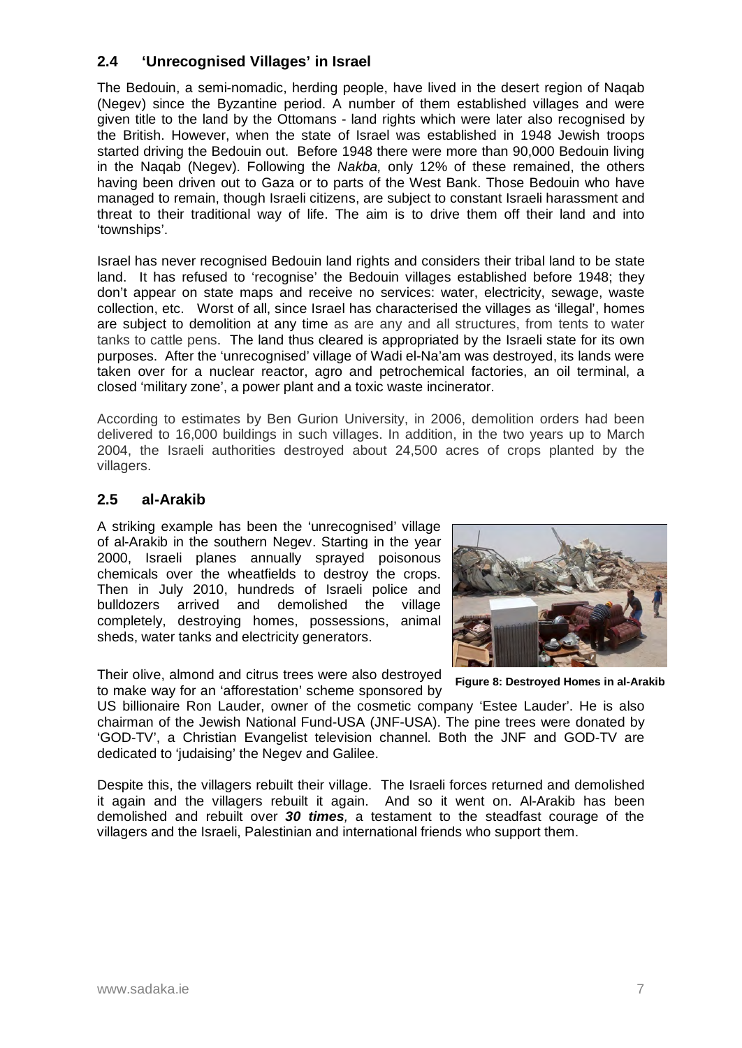## 2.4 'Unrecognised Villages' in Israel

The Bedouin, a semi-nomadic, herding people, have lived in the desert region of Naqab (Negev) since the Byzantine period. A number of them established villages and were given title to the land by the Ottomans - land rights which were later also recognised by the British. However, when the state of Israel was established in 1948 Jewish troops started driving the Bedouin out. Before 1948 there were more than 90,000 Bedouin living in the Naqab (Negev). Following the *Nakba,* only 12% of these remained, the others having been driven out to Gaza or to parts of the West Bank. Those Bedouin who have managed to remain, though Israeli citizens, are subject to constant Israeli harassment and threat to their traditional way of life. The aim is to drive them off their land and into 'townships'.

Israel has never recognised Bedouin land rights and considers their tribal land to be state land. It has refused to 'recognise' the Bedouin villages established before 1948; they don't appear on state maps and receive no services: water, electricity, sewage, waste collection, etc. Worst of all, since Israel has characterised the villages as 'illegal', homes are subject to demolition at any time as are any and all structures, from tents to water tanks to cattle pens. The land thus cleared is appropriated by the Israeli state for its own purposes. After the 'unrecognised' village of Wadi el-Na'am was destroyed, its lands were taken over for a nuclear reactor, agro and petrochemical factories, an oil terminal, a closed 'military zone', a power plant and a toxic waste incinerator.

According to estimates by Ben Gurion University, in 2006, demolition orders had been delivered to 16,000 buildings in such villages. In addition, in the two years up to March 2004, the Israeli authorities destroyed about 24,500 acres of crops planted by the villagers.

## 2.5 al-Arakib

A striking example has been the 'unrecognised' village of al-Arakib in the southern Negev. Starting in the year 2000, Israeli planes annually sprayed poisonous chemicals over the wheatfields to destroy the crops. Then in July 2010, hundreds of Israeli police and bulldozers arrived and demolished the village completely, destroying homes, possessions, animal sheds, water tanks and electricity generators.

**Figure 8: Destroyed Homes in al-Arakib**

Their olive, almond and citrus trees were also destroyed to make way for an 'afforestation' scheme sponsored by US billionaire Ron Lauder, owner of the cosmetic company 'Estee Lauder'. He is also chairman of the Jewish National Fund-USA (JNF-USA). The pine trees were donated by 'GOD-TV', a Christian Evangelist television channel. Both the JNF and GOD-TV are dedicated to 'judaising' the Negev and Galilee.

Despite this, the villagers rebuilt their village. The Israeli forces returned and demolished it again and the villagers rebuilt it again. And so it went on. Al-Arakib has been demolished and rebuilt over ***30 times***, a testament to the steadfast courage of the villagers and the Israeli, Palestinian and international friends who support them.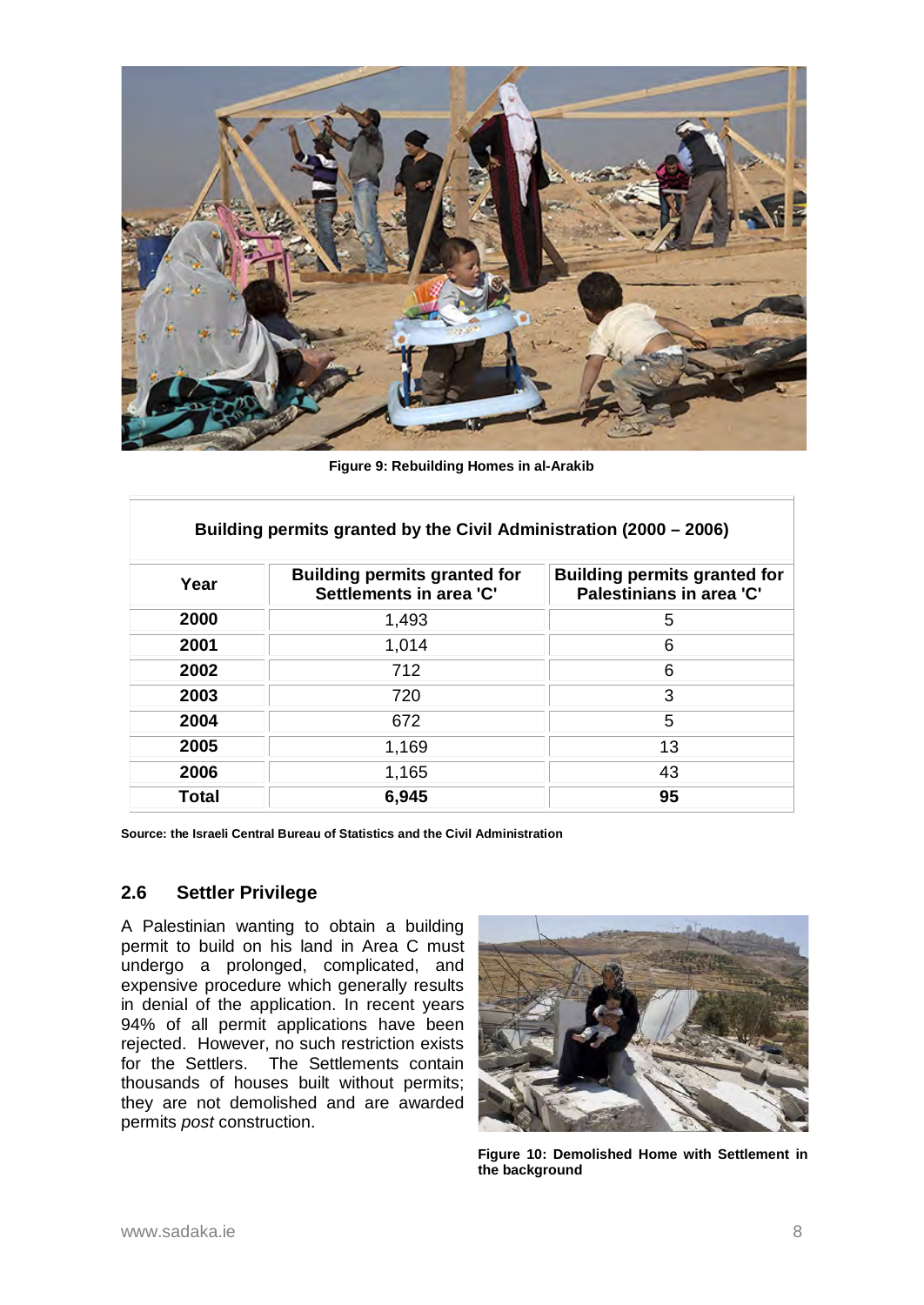Figure 9: Rebuilding Homes in al-Arakib

| Building permits granted by the Civil Administration (2000 – 2006) | | |
|---|---|---|
| **Year** | **Building permits granted for Settlements in area 'C'** | **Building permits granted for Palestinians in area 'C'** |
| **2000** | 1,493 | 5 |
| **2001** | 1,014 | 6 |
| **2002** | 712 | 6 |
| **2003** | 720 | 3 |
| **2004** | 672 | 5 |
| **2005** | 1,169 | 13 |
| **2006** | 1,165 | 43 |
| **Total** | **6,945** | **95** |

**Source: the Israeli Central Bureau of Statistics and the Civil Administration**

## 2.6 Settler Privilege

A Palestinian wanting to obtain a building permit to build on his land in Area C must undergo a prolonged, complicated, and expensive procedure which generally results in denial of the application. In recent years 94% of all permit applications have been rejected. However, no such restriction exists for the Settlers. The Settlements contain thousands of houses built without permits; they are not demolished and are awarded permits *post* construction.

**Figure 10: Demolished Home with Settlement in the background**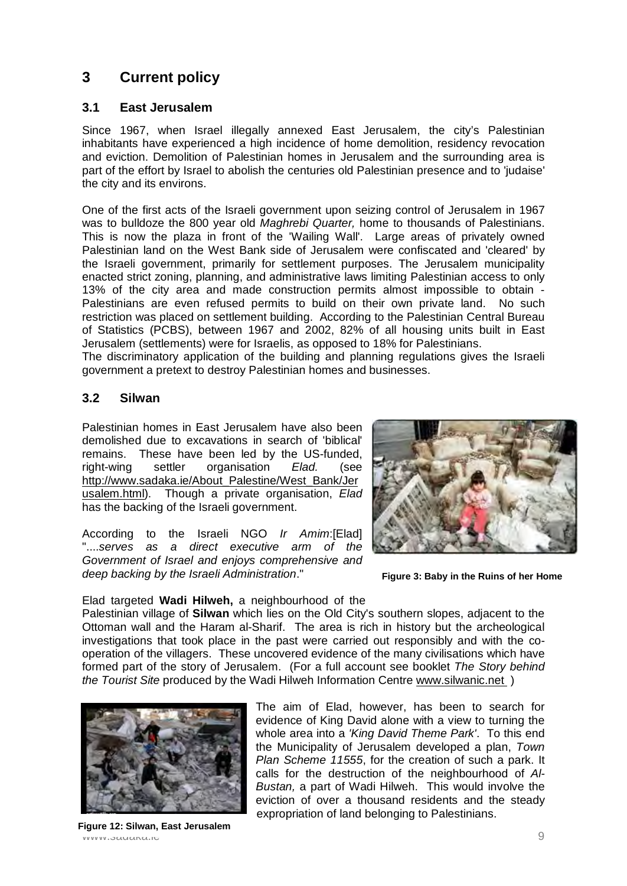## 3 Current policy

### 3.1 East Jerusalem

Since 1967, when Israel illegally annexed East Jerusalem, the city's Palestinian inhabitants have experienced a high incidence of home demolition, residency revocation and eviction. Demolition of Palestinian homes in Jerusalem and the surrounding area is part of the effort by Israel to abolish the centuries old Palestinian presence and to 'judaise' the city and its environs.

One of the first acts of the Israeli government upon seizing control of Jerusalem in 1967 was to bulldoze the 800 year old *Maghrebi Quarter,* home to thousands of Palestinians. This is now the plaza in front of the 'Wailing Wall'. Large areas of privately owned Palestinian land on the West Bank side of Jerusalem were confiscated and 'cleared' by the Israeli government, primarily for settlement purposes. The Jerusalem municipality enacted strict zoning, planning, and administrative laws limiting Palestinian access to only 13% of the city area and made construction permits almost impossible to obtain - Palestinians are even refused permits to build on their own private land. No such restriction was placed on settlement building. According to the Palestinian Central Bureau of Statistics (PCBS), between 1967 and 2002, 82% of all housing units built in East Jerusalem (settlements) were for Israelis, as opposed to 18% for Palestinians.

The discriminatory application of the building and planning regulations gives the Israeli government a pretext to destroy Palestinian homes and businesses.

### 3.2 Silwan

Palestinian homes in East Jerusalem have also been demolished due to excavations in search of 'biblical' remains. These have been led by the US-funded, right-wing settler organisation *Elad.* (see http://www.sadaka.ie/About_Palestine/West_Bank/Jerusalem.html). Though a private organisation, *Elad* has the backing of the Israeli government.

According to the Israeli NGO *Ir Amim*:[Elad] "....*serves as a direct executive arm of the Government of Israel and enjoys comprehensive and deep backing by the Israeli Administration*."

**Figure 3: Baby in the Ruins of her Home**

Elad targeted **Wadi Hilweh,** a neighbourhood of the Palestinian village of **Silwan** which lies on the Old City's southern slopes, adjacent to the Ottoman wall and the Haram al-Sharif. The area is rich in history but the archeological investigations that took place in the past were carried out responsibly and with the co-operation of the villagers. These uncovered evidence of the many civilisations which have formed part of the story of Jerusalem. (For a full account see booklet *The Story behind the Tourist Site* produced by the Wadi Hilweh Information Centre www.silwanic.net )

The aim of Elad, however, has been to search for evidence of King David alone with a view to turning the whole area into a *'King David Theme Park'*. To this end the Municipality of Jerusalem developed a plan, *Town Plan Scheme 11555*, for the creation of such a park. It calls for the destruction of the neighbourhood of *Al-Bustan,* a part of Wadi Hilweh. This would involve the eviction of over a thousand residents and the steady expropriation of land belonging to Palestinians.

**Figure 12: Silwan, East Jerusalem**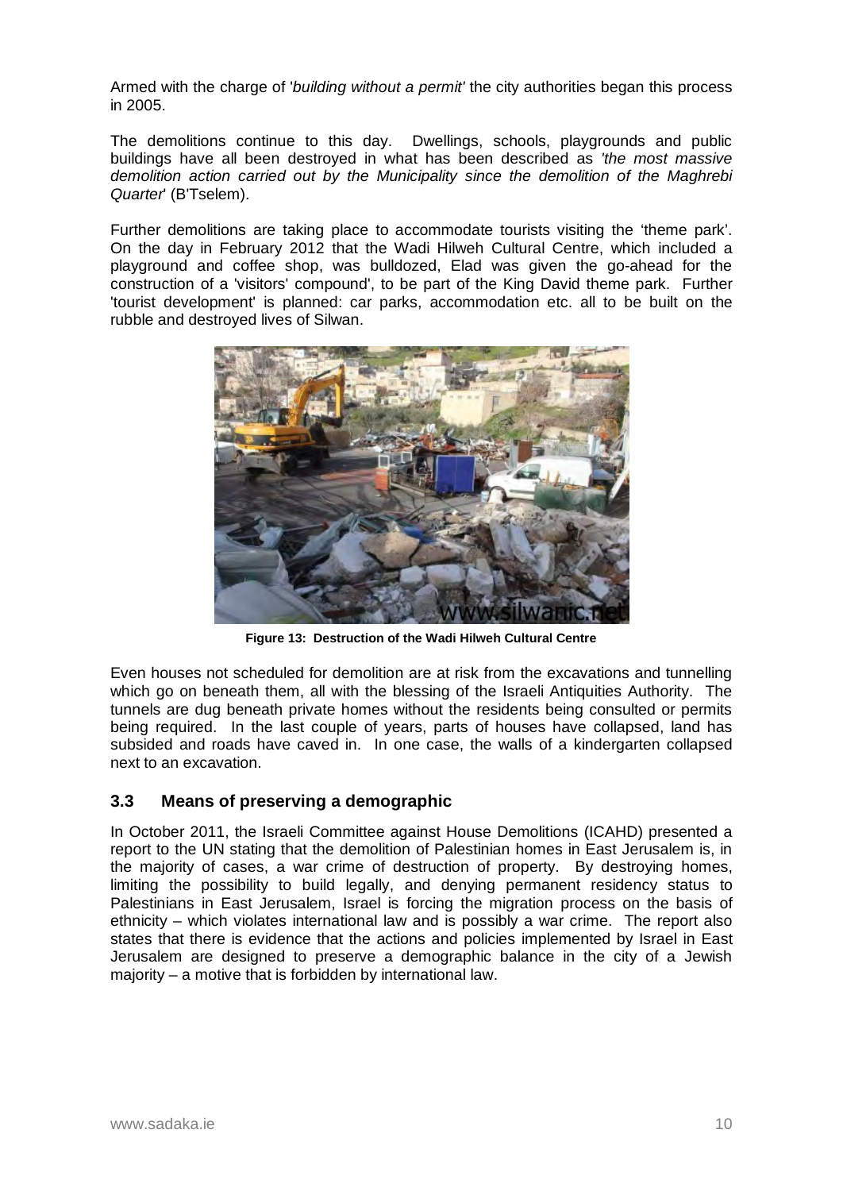Armed with the charge of '*building without a permit*' the city authorities began this process in 2005.

The demolitions continue to this day. Dwellings, schools, playgrounds and public buildings have all been destroyed in what has been described as *'the most massive demolition action carried out by the Municipality since the demolition of the Maghrebi Quarter*' (B'Tselem).

Further demolitions are taking place to accommodate tourists visiting the 'theme park'. On the day in February 2012 that the Wadi Hilweh Cultural Centre, which included a playground and coffee shop, was bulldozed, Elad was given the go-ahead for the construction of a 'visitors' compound', to be part of the King David theme park. Further 'tourist development' is planned: car parks, accommodation etc. all to be built on the rubble and destroyed lives of Silwan.

**Figure 13: Destruction of the Wadi Hilweh Cultural Centre**

Even houses not scheduled for demolition are at risk from the excavations and tunnelling which go on beneath them, all with the blessing of the Israeli Antiquities Authority. The tunnels are dug beneath private homes without the residents being consulted or permits being required. In the last couple of years, parts of houses have collapsed, land has subsided and roads have caved in. In one case, the walls of a kindergarten collapsed next to an excavation.

### 3.3 Means of preserving a demographic

In October 2011, the Israeli Committee against House Demolitions (ICAHD) presented a report to the UN stating that the demolition of Palestinian homes in East Jerusalem is, in the majority of cases, a war crime of destruction of property. By destroying homes, limiting the possibility to build legally, and denying permanent residency status to Palestinians in East Jerusalem, Israel is forcing the migration process on the basis of ethnicity – which violates international law and is possibly a war crime. The report also states that there is evidence that the actions and policies implemented by Israel in East Jerusalem are designed to preserve a demographic balance in the city of a Jewish majority – a motive that is forbidden by international law.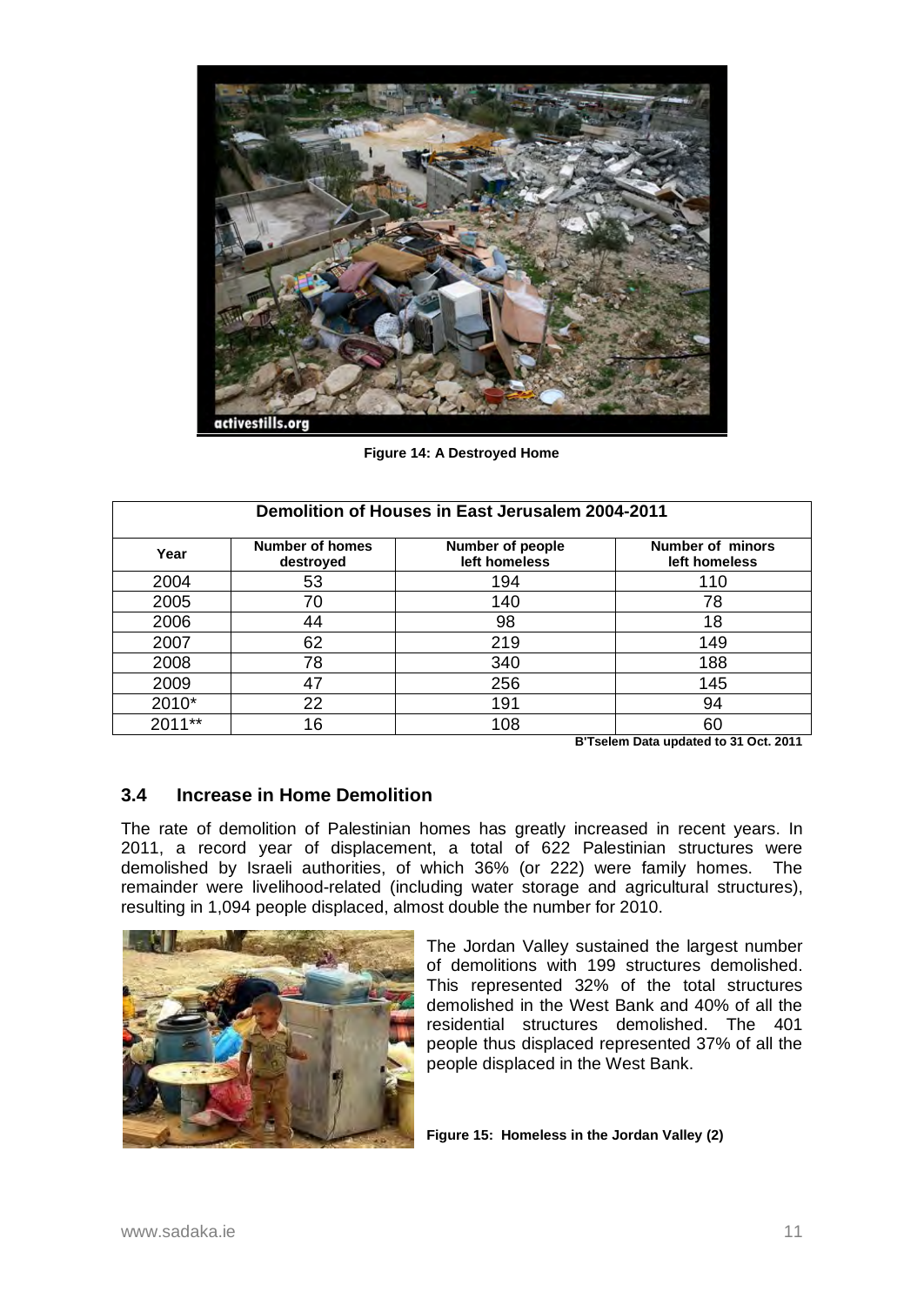Figure 14: A Destroyed Home

| Demolition of Houses in East Jerusalem 2004-2011 | | | |
|---|---|---|---|
| **Year** | **Number of homes destroyed** | **Number of people left homeless** | **Number of minors left homeless** |
| 2004 | 53 | 194 | 110 |
| 2005 | 70 | 140 | 78 |
| 2006 | 44 | 98 | 18 |
| 2007 | 62 | 219 | 149 |
| 2008 | 78 | 340 | 188 |
| 2009 | 47 | 256 | 145 |
| 2010* | 22 | 191 | 94 |
| 2011** | 16 | 108 | 60 |

**B'Tselem Data updated to 31 Oct. 2011**

## 3.4 Increase in Home Demolition

The rate of demolition of Palestinian homes has greatly increased in recent years. In 2011, a record year of displacement, a total of 622 Palestinian structures were demolished by Israeli authorities, of which 36% (or 222) were family homes. The remainder were livelihood-related (including water storage and agricultural structures), resulting in 1,094 people displaced, almost double the number for 2010.

The Jordan Valley sustained the largest number of demolitions with 199 structures demolished. This represented 32% of the total structures demolished in the West Bank and 40% of all the residential structures demolished. The 401 people thus displaced represented 37% of all the people displaced in the West Bank.

**Figure 15: Homeless in the Jordan Valley (2)**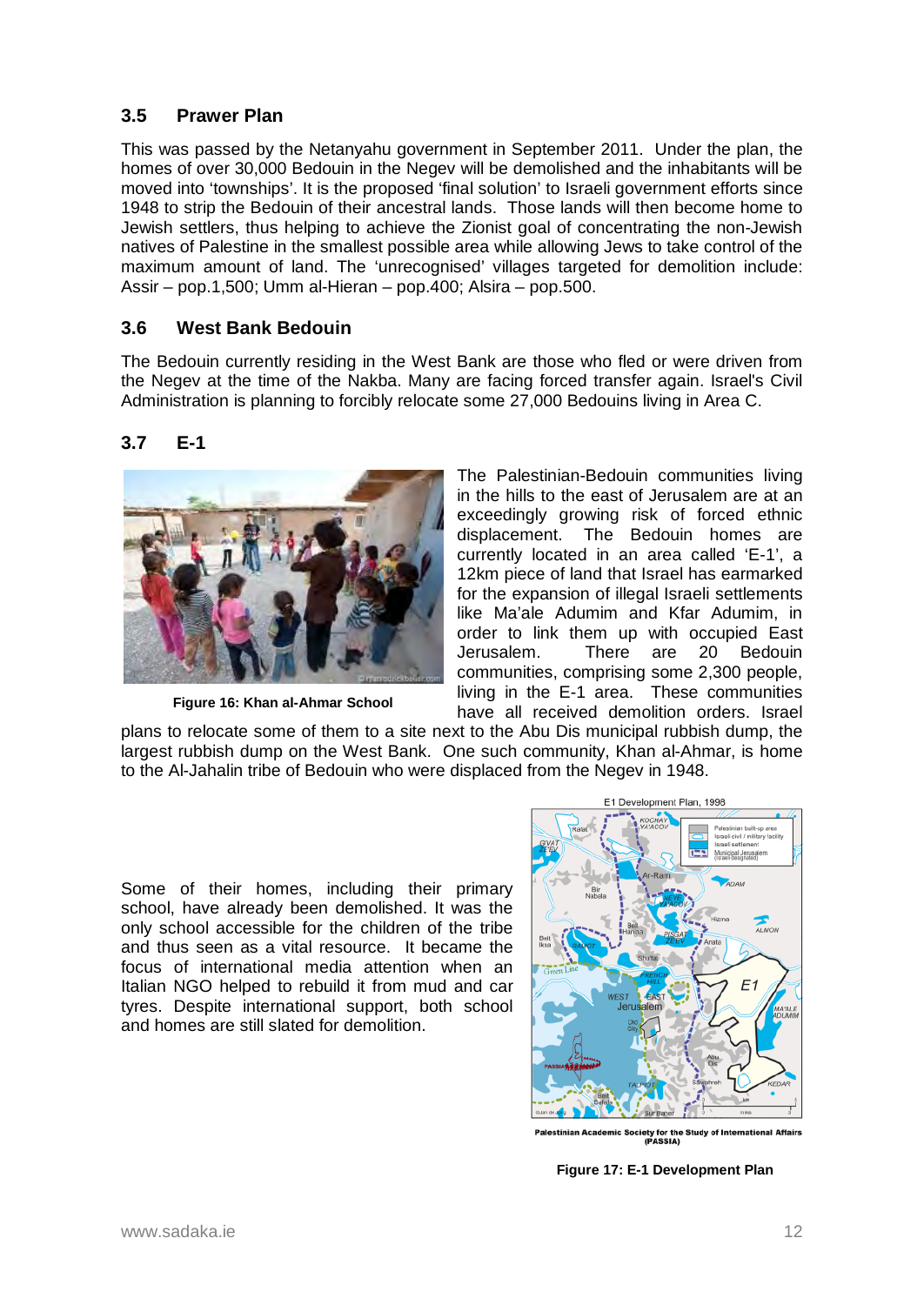### 3.5 Prawer Plan

This was passed by the Netanyahu government in September 2011. Under the plan, the homes of over 30,000 Bedouin in the Negev will be demolished and the inhabitants will be moved into 'townships'. It is the proposed 'final solution' to Israeli government efforts since 1948 to strip the Bedouin of their ancestral lands. Those lands will then become home to Jewish settlers, thus helping to achieve the Zionist goal of concentrating the non-Jewish natives of Palestine in the smallest possible area while allowing Jews to take control of the maximum amount of land. The 'unrecognised' villages targeted for demolition include: Assir – pop.1,500; Umm al-Hieran – pop.400; Alsira – pop.500.

### 3.6 West Bank Bedouin

The Bedouin currently residing in the West Bank are those who fled or were driven from the Negev at the time of the Nakba. Many are facing forced transfer again. Israel's Civil Administration is planning to forcibly relocate some 27,000 Bedouins living in Area C.

### 3.7 E-1

**Figure 16: Khan al-Ahmar School**

The Palestinian-Bedouin communities living in the hills to the east of Jerusalem are at an exceedingly growing risk of forced ethnic displacement. The Bedouin homes are currently located in an area called 'E-1', a 12km piece of land that Israel has earmarked for the expansion of illegal settlements like Ma'ale Adumim and Kfar Adumim, in order to link them up with occupied East Jerusalem. There are 20 Bedouin communities, comprising some 2,300 people, living in the E-1 area. These communities have all received demolition orders. Israel plans to relocate some of them to a site next to the Abu Dis municipal rubbish dump, the largest rubbish dump on the West Bank. One such community, Khan al-Ahmar, is home to the Al-Jahalin tribe of Bedouin who were displaced from the Negev in 1948.

Some of their homes, including their primary school, have already been demolished. It was the only school accessible for the children of the tribe and thus seen as a vital resource. It became the focus of international media attention when an Italian NGO helped to rebuild it from mud and car tyres. Despite international support, both school and homes are still slated for demolition.

E1 Development Plan, 1998

Palestinian Academic Society for the Study of International Affairs (PASSIA)

**Figure 17: E-1 Development Plan**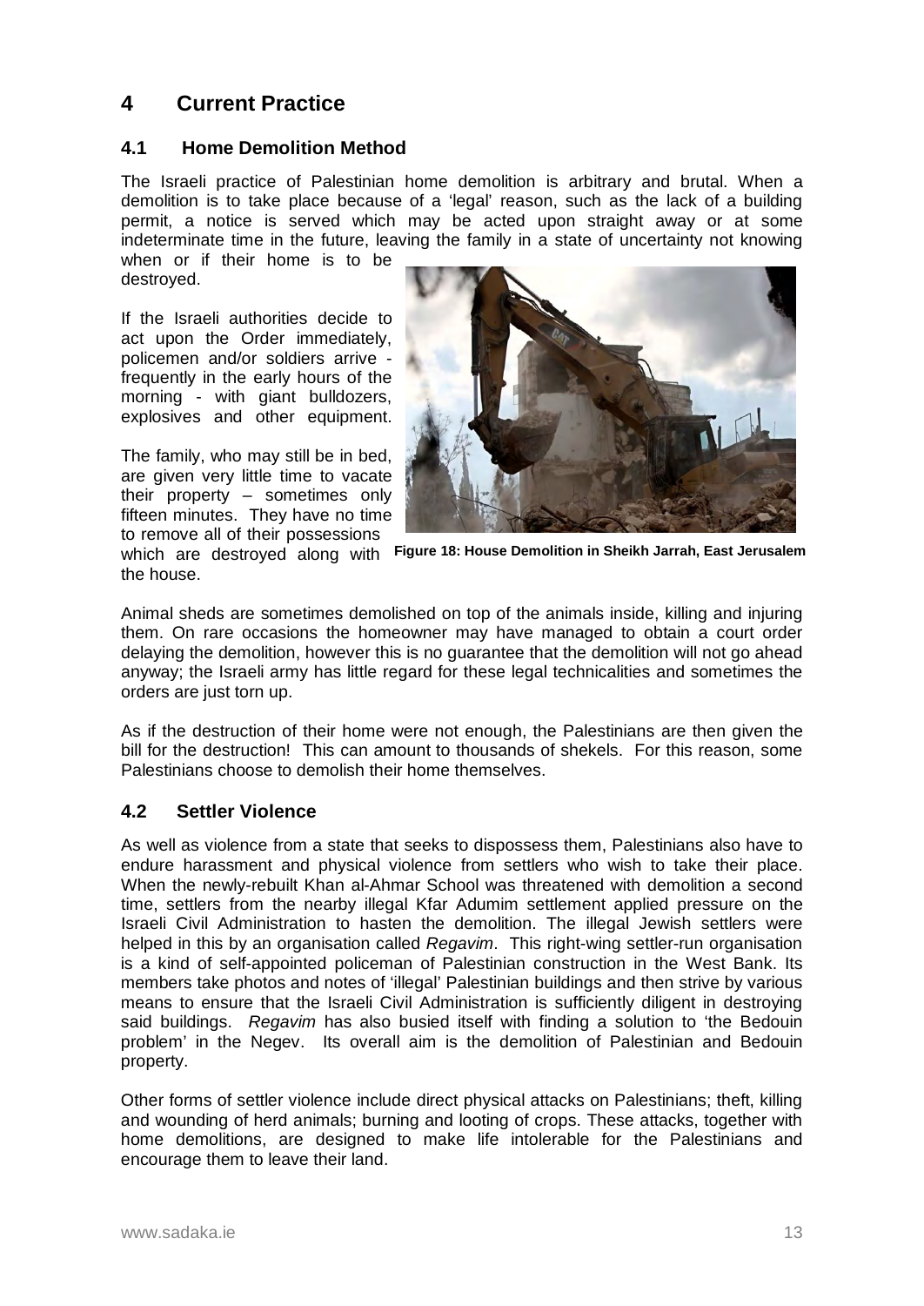# 4 Current Practice

## 4.1 Home Demolition Method

The Israeli practice of Palestinian home demolition is arbitrary and brutal. When a demolition is to take place because of a 'legal' reason, such as the lack of a building permit, a notice is served which may be acted upon straight away or at some indeterminate time in the future, leaving the family in a state of uncertainty not knowing when or if their home is to be destroyed.

If the Israeli authorities decide to act upon the Order immediately, policemen and/or soldiers arrive - frequently in the early hours of the morning - with giant bulldozers, explosives and other equipment.

The family, who may still be in bed, are given very little time to vacate their property – sometimes only fifteen minutes. They have no time to remove all of their possessions which are destroyed along with the house.

**Figure 18: House Demolition in Sheikh Jarrah, East Jerusalem**

Animal sheds are sometimes demolished on top of the animals inside, killing and injuring them. On rare occasions the homeowner may have managed to obtain a court order delaying the demolition, however this is no guarantee that the demolition will not go ahead anyway; the Israeli army has little regard for these legal technicalities and sometimes the orders are just torn up.

As if the destruction of their home were not enough, the Palestinians are then given the bill for the destruction! This can amount to thousands of shekels. For this reason, some Palestinians choose to demolish their home themselves.

## 4.2 Settler Violence

As well as violence from a state that seeks to dispossess them, Palestinians also have to endure harassment and physical violence from settlers who wish to take their place. When the newly-rebuilt Khan al-Ahmar School was threatened with demolition a second time, settlers from the nearby illegal Kfar Adumim settlement applied pressure on the Israeli Civil Administration to hasten the demolition. The illegal Jewish settlers were helped in this by an organisation called *Regavim*. This right-wing settler-run organisation is a kind of self-appointed policeman of Palestinian construction in the West Bank. Its members take photos and notes of 'illegal' Palestinian buildings and then strive by various means to ensure that the Israeli Civil Administration is sufficiently diligent in destroying said buildings. *Regavim* has also busied itself with finding a solution to 'the Bedouin problem' in the Negev. Its overall aim is the demolition of Palestinian and Bedouin property.

Other forms of settler violence include direct physical attacks on Palestinians; theft, killing and wounding of herd animals; burning and looting of crops. These attacks, together with home demolitions, are designed to make life intolerable for the Palestinians and encourage them to leave their land.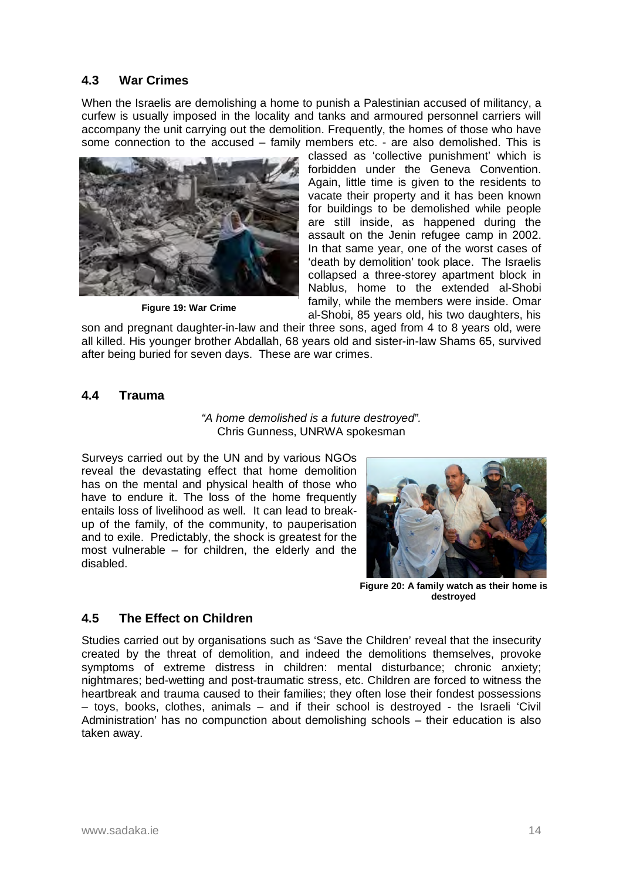## 4.3 War Crimes

When the Israelis are demolishing a home to punish a Palestinian accused of militancy, a curfew is usually imposed in the locality and tanks and armoured personnel carriers will accompany the unit carrying out the demolition. Frequently, the homes of those who have some connection to the accused – family members etc. - are also demolished. This is classed as 'collective punishment' which is forbidden under the Geneva Convention. Again, little time is given to the residents to vacate their property and it has been known for buildings to be demolished while people are still inside, as happened during the assault on the Jenin refugee camp in 2002. In that same year, one of the worst cases of 'death by demolition' took place. The Israelis collapsed a three-storey apartment block in Nablus, home to the extended al-Shobi family, while the members were inside. Omar al-Shobi, 85 years old, his two daughters, his son and pregnant daughter-in-law and their three sons, aged from 4 to 8 years old, were all killed. His younger brother Abdallah, 68 years old and sister-in-law Shams 65, survived after being buried for seven days. These are war crimes.

**Figure 19: War Crime**

## 4.4 Trauma

*"A home demolished is a future destroyed".*
Chris Gunness, UNRWA spokesman

Surveys carried out by the UN and by various NGOs reveal the devastating effect that home demolition has on the mental and physical health of those who have to endure it. The loss of the home frequently entails loss of livelihood as well. It can lead to break-up of the family, of the community, to pauperisation and to exile. Predictably, the shock is greatest for the most vulnerable – for children, the elderly and the disabled.

**Figure 20: A family watch as their home is destroyed**

## 4.5 The Effect on Children

Studies carried out by organisations such as 'Save the Children' reveal that the insecurity created by the threat of demolition, and indeed the demolitions themselves, provoke symptoms of extreme distress in children: mental disturbance; chronic anxiety; nightmares; bed-wetting and post-traumatic stress, etc. Children are forced to witness the heartbreak and trauma caused to their families; they often lose their fondest possessions – toys, books, clothes, animals – and if their school is destroyed - the Israeli 'Civil Administration' has no compunction about demolishing schools – their education is also taken away.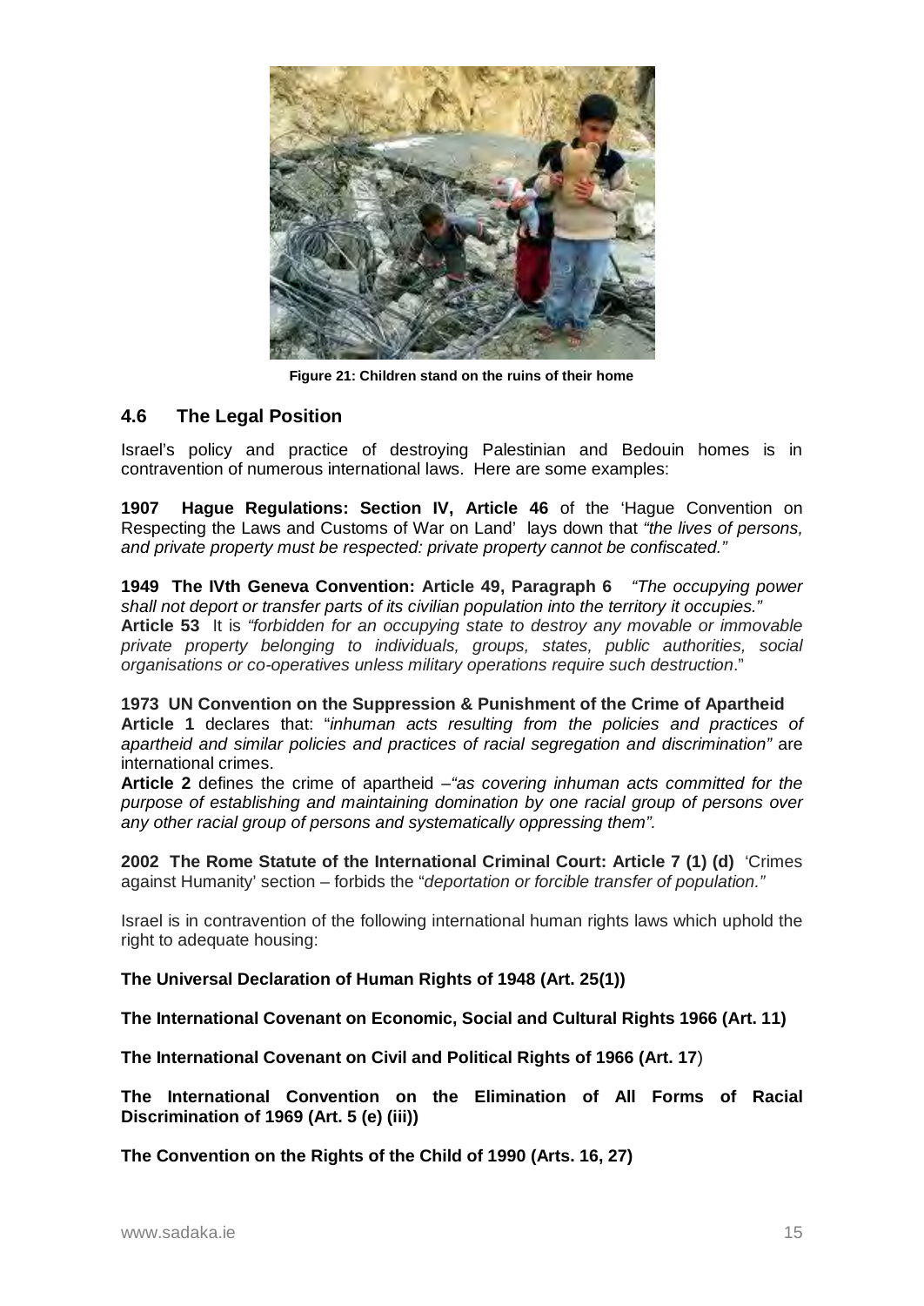Figure 21: Children stand on the ruins of their home

## 4.6 The Legal Position

Israel's policy and practice of destroying Palestinian and Bedouin homes is in contravention of numerous international laws. Here are some examples:

**1907 Hague Regulations: Section IV, Article 46** of the 'Hague Convention on Respecting the Laws and Customs of War on Land' lays down that *"the lives of persons, and private property must be respected: private property cannot be confiscated."*

**1949 The IVth Geneva Convention: Article 49, Paragraph 6** *"The occupying power shall not deport or transfer parts of its civilian population into the territory it occupies."*
**Article 53** It is *"forbidden for an occupying state to destroy any movable or immovable private property belonging to individuals, groups, states, public authorities, social organisations or co-operatives unless military operations require such destruction*."

**1973 UN Convention on the Suppression & Punishment of the Crime of Apartheid**
**Article 1** declares that: "*inhuman acts resulting from the policies and practices of apartheid and similar policies and practices of racial segregation and discrimination"* are international crimes.
**Article 2** defines the crime of apartheid –*"as covering inhuman acts committed for the purpose of establishing and maintaining domination by one racial group of persons over any other racial group of persons and systematically oppressing them".*

**2002 The Rome Statute of the International Criminal Court: Article 7 (1) (d)** 'Crimes against Humanity' section – forbids the "*deportation or forcible transfer of population."*

Israel is in contravention of the following international human rights laws which uphold the right to adequate housing:

**The Universal Declaration of Human Rights of 1948 (Art. 25(1))**

**The International Covenant on Economic, Social and Cultural Rights 1966 (Art. 11)**

**The International Covenant on Civil and Political Rights of 1966 (Art. 17**)

**The International Convention on the Elimination of All Forms of Racial Discrimination of 1969 (Art. 5 (e) (iii))**

**The Convention on the Rights of the Child of 1990 (Arts. 16, 27)**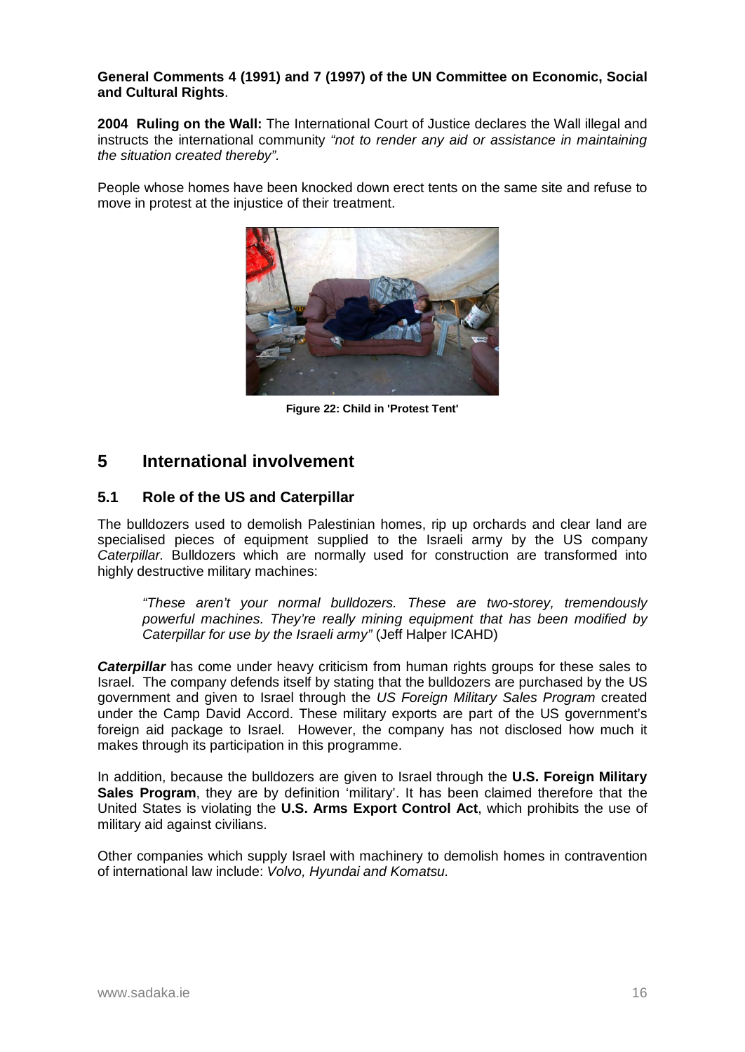**General Comments 4 (1991) and 7 (1997) of the UN Committee on Economic, Social and Cultural Rights**.

**2004 Ruling on the Wall:** The International Court of Justice declares the Wall illegal and instructs the international community *"not to render any aid or assistance in maintaining the situation created thereby"*.

People whose homes have been knocked down erect tents on the same site and refuse to move in protest at the injustice of their treatment.

**Figure 22: Child in 'Protest Tent'**

# 5 International involvement

## 5.1 Role of the US and Caterpillar

The bulldozers used to demolish Palestinian homes, rip up orchards and clear land are specialised pieces of equipment supplied to the Israeli army by the US company *Caterpillar.* Bulldozers which are normally used for construction are transformed into highly destructive military machines:

> *"These aren't your normal bulldozers. These are two-storey, tremendously powerful machines. They're really mining equipment that has been modified by Caterpillar for use by the Israeli army"* (Jeff Halper ICAHD)

***Caterpillar*** has come under heavy criticism from human rights groups for these sales to Israel. The company defends itself by stating that the bulldozers are purchased by the US government and given to Israel through the *US Foreign Military Sales Program* created under the Camp David Accord. These military exports are part of the US government's foreign aid package to Israel. However, the company has not disclosed how much it makes through its participation in this programme.

In addition, because the bulldozers are given to Israel through the **U.S. Foreign Military Sales Program**, they are by definition 'military'. It has been claimed therefore that the United States is violating the **U.S. Arms Export Control Act**, which prohibits the use of military aid against civilians.

Other companies which supply Israel with machinery to demolish homes in contravention of international law include: *Volvo, Hyundai and Komatsu.*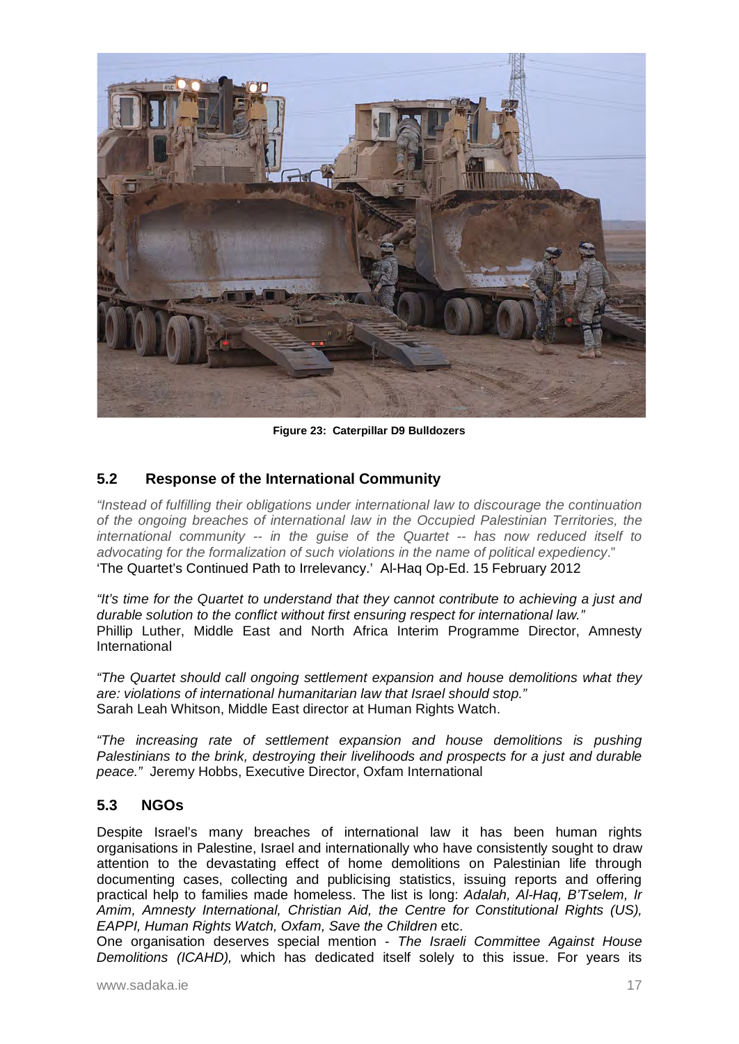Figure 23: Caterpillar D9 Bulldozers

## 5.2 Response of the International Community

*"Instead of fulfilling their obligations under international law to discourage the continuation of the ongoing breaches of international law in the Occupied Palestinian Territories, the international community -- in the guise of the Quartet -- has now reduced itself to advocating for the formalization of such violations in the name of political expediency*."
'The Quartet's Continued Path to Irrelevancy.' Al-Haq Op-Ed. 15 February 2012

*"It's time for the Quartet to understand that they cannot contribute to achieving a just and durable solution to the conflict without first ensuring respect for international law."*
Phillip Luther, Middle East and North Africa Interim Programme Director, Amnesty International

*"The Quartet should call ongoing settlement expansion and house demolitions what they are: violations of international humanitarian law that Israel should stop."*
Sarah Leah Whitson, Middle East director at Human Rights Watch.

*"The increasing rate of settlement expansion and house demolitions is pushing Palestinians to the brink, destroying their livelihoods and prospects for a just and durable peace."* Jeremy Hobbs, Executive Director, Oxfam International

## 5.3 NGOs

Despite Israel's many breaches of international law it has been human rights organisations in Palestine, Israel and internationally who have consistently sought to draw attention to the devastating effect of home demolitions on Palestinian life through documenting cases, collecting and publicising statistics, issuing reports and offering practical help to families made homeless. The list is long: *Adalah, Al-Haq, B'Tselem, Ir Amim, Amnesty International, Christian Aid, the Centre for Constitutional Rights (US), EAPPI, Human Rights Watch, Oxfam, Save the Children* etc.
One organisation deserves special mention - *The Israeli Committee Against House Demolitions (ICAHD),* which has dedicated itself solely to this issue. For years its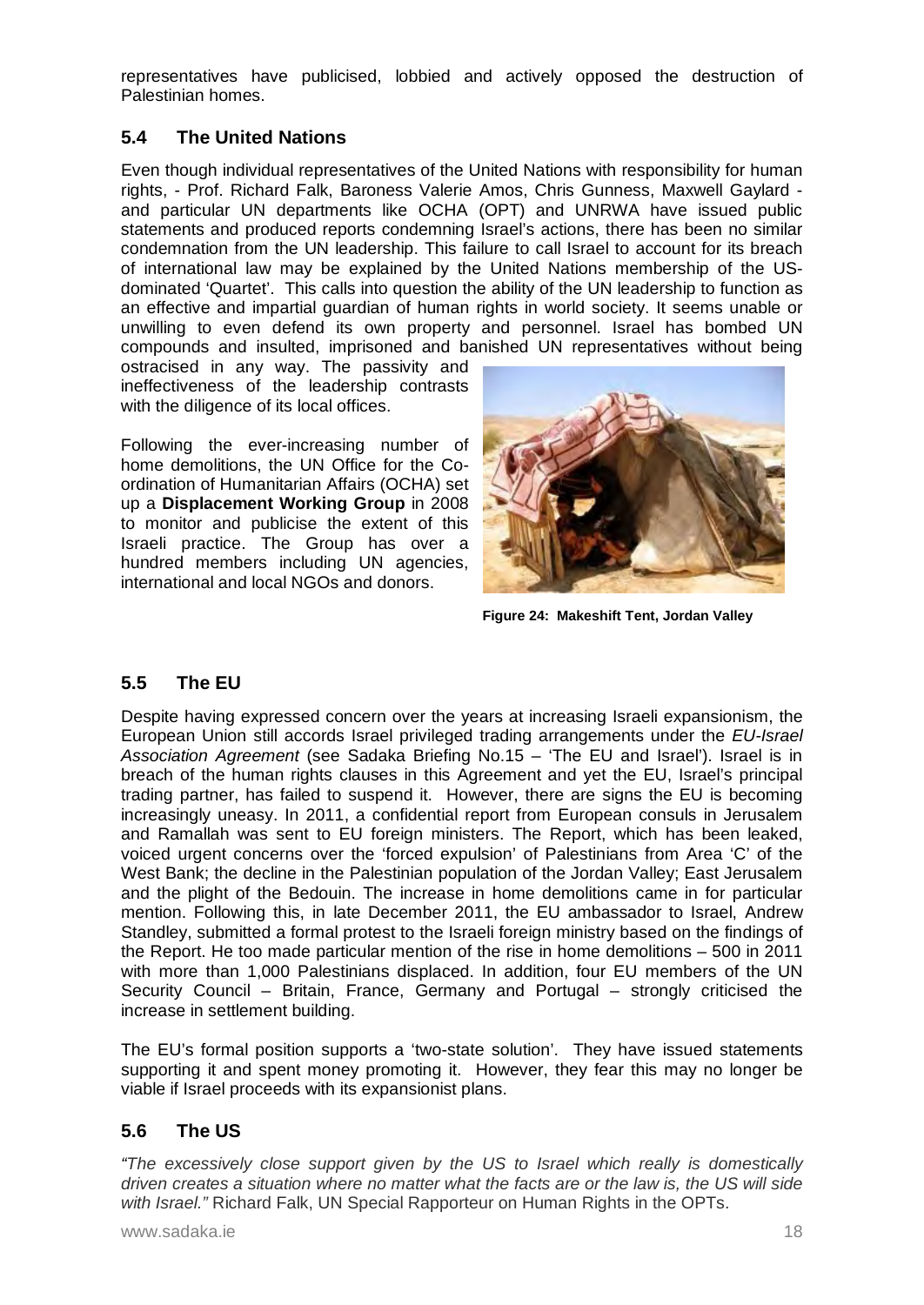representatives have publicised, lobbied and actively opposed the destruction of Palestinian homes.

## 5.4 The United Nations

Even though individual representatives of the United Nations with responsibility for human rights, - Prof. Richard Falk, Baroness Valerie Amos, Chris Gunness, Maxwell Gaylard - and particular UN departments like OCHA (OPT) and UNRWA have issued public statements and produced reports condemning Israel's actions, there has been no similar condemnation from the UN leadership. This failure to call Israel to account for its breach of international law may be explained by the United Nations membership of the US-dominated 'Quartet'. This calls into question the ability of the UN leadership to function as an effective and impartial guardian of human rights in world society. It seems unable or unwilling to even defend its own property and personnel. Israel has bombed UN compounds and insulted, imprisoned and banished UN representatives without being ostracised in any way. The passivity and ineffectiveness of the leadership contrasts with the diligence of its local offices.

Following the ever-increasing number of home demolitions, the UN Office for the Co-ordination of Humanitarian Affairs (OCHA) set up a **Displacement Working Group** in 2008 to monitor and publicise the extent of this Israeli practice. The Group has over a hundred members including UN agencies, international and local NGOs and donors.

**Figure 24: Makeshift Tent, Jordan Valley**

## 5.5 The EU

Despite having expressed concern over the years at increasing Israeli expansionism, the European Union still accords Israel privileged trading arrangements under the *EU-Israel Association Agreement* (see Sadaka Briefing No.15 – 'The EU and Israel'). Israel is in breach of the human rights clauses in this Agreement and yet the EU, Israel's principal trading partner, has failed to suspend it. However, there are signs the EU is becoming increasingly uneasy. In 2011, a confidential report from European consuls in Jerusalem and Ramallah was sent to EU foreign ministers. The Report, which has been leaked, voiced urgent concerns over the 'forced expulsion' of Palestinians from Area 'C' of the West Bank; the decline in the Palestinian population of the Jordan Valley; East Jerusalem and the plight of the Bedouin. The increase in home demolitions came in for particular mention. Following this, in late December 2011, the EU ambassador to Israel, Andrew Standley, submitted a formal protest to the Israeli foreign ministry based on the findings of the Report. He too made particular mention of the rise in home demolitions – 500 in 2011 with more than 1,000 Palestinians displaced. In addition, four EU members of the UN Security Council – Britain, France, Germany and Portugal – strongly criticised the increase in settlement building.

The EU's formal position supports a 'two-state solution'. They have issued statements supporting it and spent money promoting it. However, they fear this may no longer be viable if Israel proceeds with its expansionist plans.

## 5.6 The US

*"The excessively close support given by the US to Israel which really is domestically driven creates a situation where no matter what the facts are or the law is, the US will side with Israel."* Richard Falk, UN Special Rapporteur on Human Rights in the OPTs.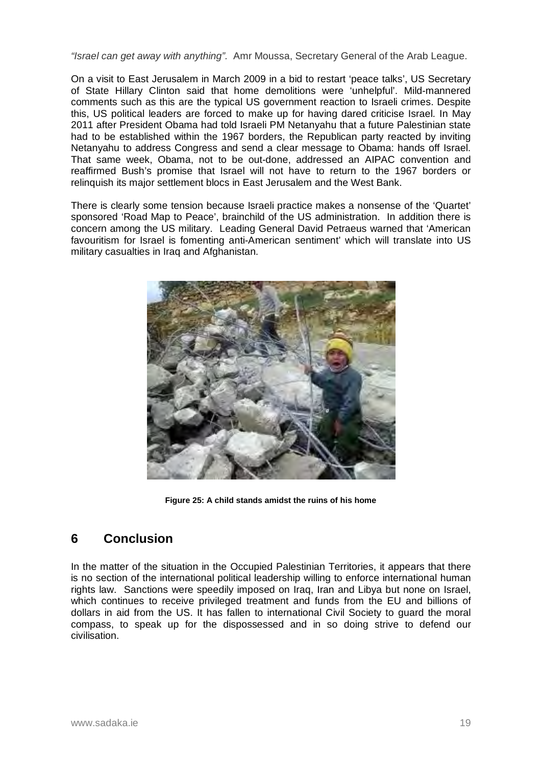*"Israel can get away with anything".* Amr Moussa, Secretary General of the Arab League.

On a visit to East Jerusalem in March 2009 in a bid to restart 'peace talks', US Secretary of State Hillary Clinton said that home demolitions were 'unhelpful'. Mild-mannered comments such as this are the typical US government reaction to Israeli crimes. Despite this, US political leaders are forced to make up for having dared criticise Israel. In May 2011 after President Obama had told Israeli PM Netanyahu that a future Palestinian state had to be established within the 1967 borders, the Republican party reacted by inviting Netanyahu to address Congress and send a clear message to Obama: hands off Israel. That same week, Obama, not to be out-done, addressed an AIPAC convention and reaffirmed Bush's promise that Israel will not have to return to the 1967 borders or relinquish its major settlement blocs in East Jerusalem and the West Bank.

There is clearly some tension because Israeli practice makes a nonsense of the 'Quartet' sponsored 'Road Map to Peace', brainchild of the US administration. In addition there is concern among the US military. Leading General David Petraeus warned that 'American favouritism for Israel is fomenting anti-American sentiment' which will translate into US military casualties in Iraq and Afghanistan.

**Figure 25: A child stands amidst the ruins of his home**

## 6 Conclusion

In the matter of the situation in the Occupied Palestinian Territories, it appears that there is no section of the international political leadership willing to enforce international human rights law. Sanctions were speedily imposed on Iraq, Iran and Libya but none on Israel, which continues to receive privileged treatment and funds from the EU and billions of dollars in aid from the US. It has fallen to international Civil Society to guard the moral compass, to speak up for the dispossessed and in so doing strive to defend our civilisation.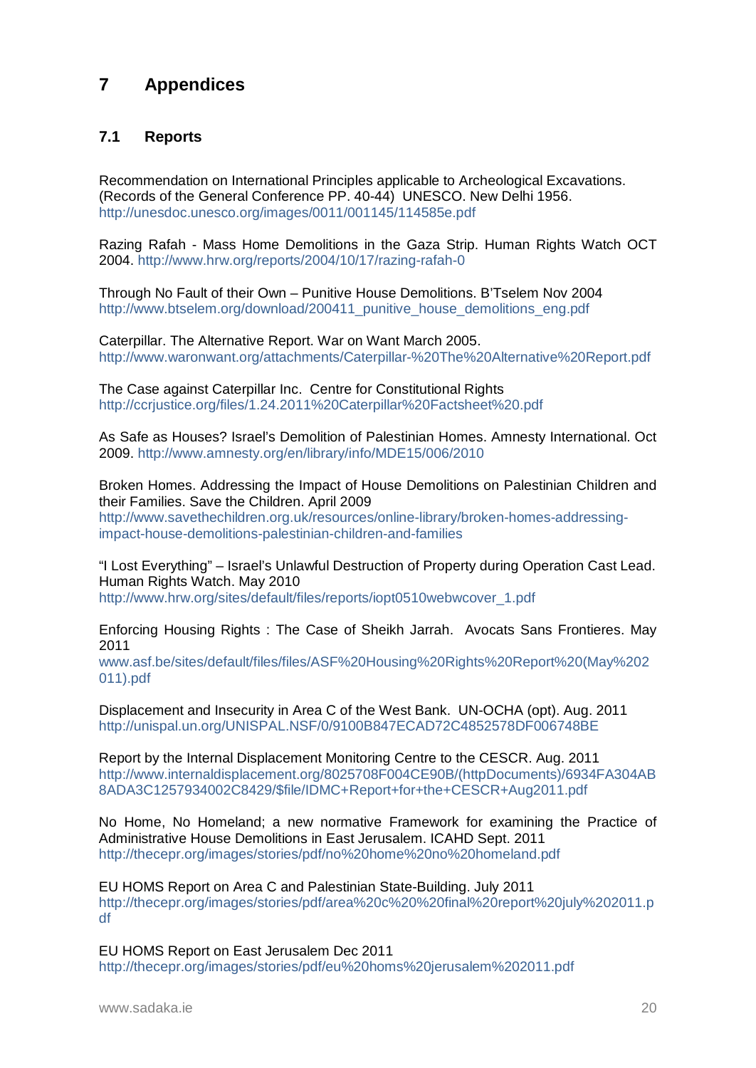# 7 Appendices

## 7.1 Reports

Recommendation on International Principles applicable to Archeological Excavations. (Records of the General Conference PP. 40-44) UNESCO. New Delhi 1956.
http://unesdoc.unesco.org/images/0011/001145/114585e.pdf

Razing Rafah - Mass Home Demolitions in the Gaza Strip. Human Rights Watch OCT 2004. http://www.hrw.org/reports/2004/10/17/razing-rafah-0

Through No Fault of their Own – Punitive House Demolitions. B'Tselem Nov 2004
http://www.btselem.org/download/200411_punitive_house_demolitions_eng.pdf

Caterpillar. The Alternative Report. War on Want March 2005.
http://www.waronwant.org/attachments/Caterpillar-%20The%20Alternative%20Report.pdf

The Case against Caterpillar Inc. Centre for Constitutional Rights
http://ccrjustice.org/files/1.24.2011%20Caterpillar%20Factsheet%20.pdf

As Safe as Houses? Israel's Demolition of Palestinian Homes. Amnesty International. Oct 2009. http://www.amnesty.org/en/library/info/MDE15/006/2010

Broken Homes. Addressing the Impact of House Demolitions on Palestinian Children and their Families. Save the Children. April 2009
http://www.savethechildren.org.uk/resources/online-library/broken-homes-addressing-impact-house-demolitions-palestinian-children-and-families

"I Lost Everything" – Israel's Unlawful Destruction of Property during Operation Cast Lead. Human Rights Watch. May 2010
http://www.hrw.org/sites/default/files/reports/iopt0510webwcover_1.pdf

Enforcing Housing Rights : The Case of Sheikh Jarrah. Avocats Sans Frontieres. May 2011
www.asf.be/sites/default/files/files/ASF%20Housing%20Rights%20Report%20(May%202011).pdf

Displacement and Insecurity in Area C of the West Bank. UN-OCHA (opt). Aug. 2011
http://unispal.un.org/UNISPAL.NSF/0/9100B847ECAD72C4852578DF006748BE

Report by the Internal Displacement Monitoring Centre to the CESCR. Aug. 2011
http://www.internaldisplacement.org/8025708F004CE90B/(httpDocuments)/6934FA304AB8ADA3C1257934002C8429/$file/IDMC+Report+for+the+CESCR+Aug2011.pdf

No Home, No Homeland; a new normative Framework for examining the Practice of Administrative House Demolitions in East Jerusalem. ICAHD Sept. 2011
http://thecepr.org/images/stories/pdf/no%20home%20no%20homeland.pdf

EU HOMS Report on Area C and Palestinian State-Building. July 2011
http://thecepr.org/images/stories/pdf/area%20c%20%20final%20report%20july%202011.pdf

EU HOMS Report on East Jerusalem Dec 2011
http://thecepr.org/images/stories/pdf/eu%20homs%20jerusalem%202011.pdf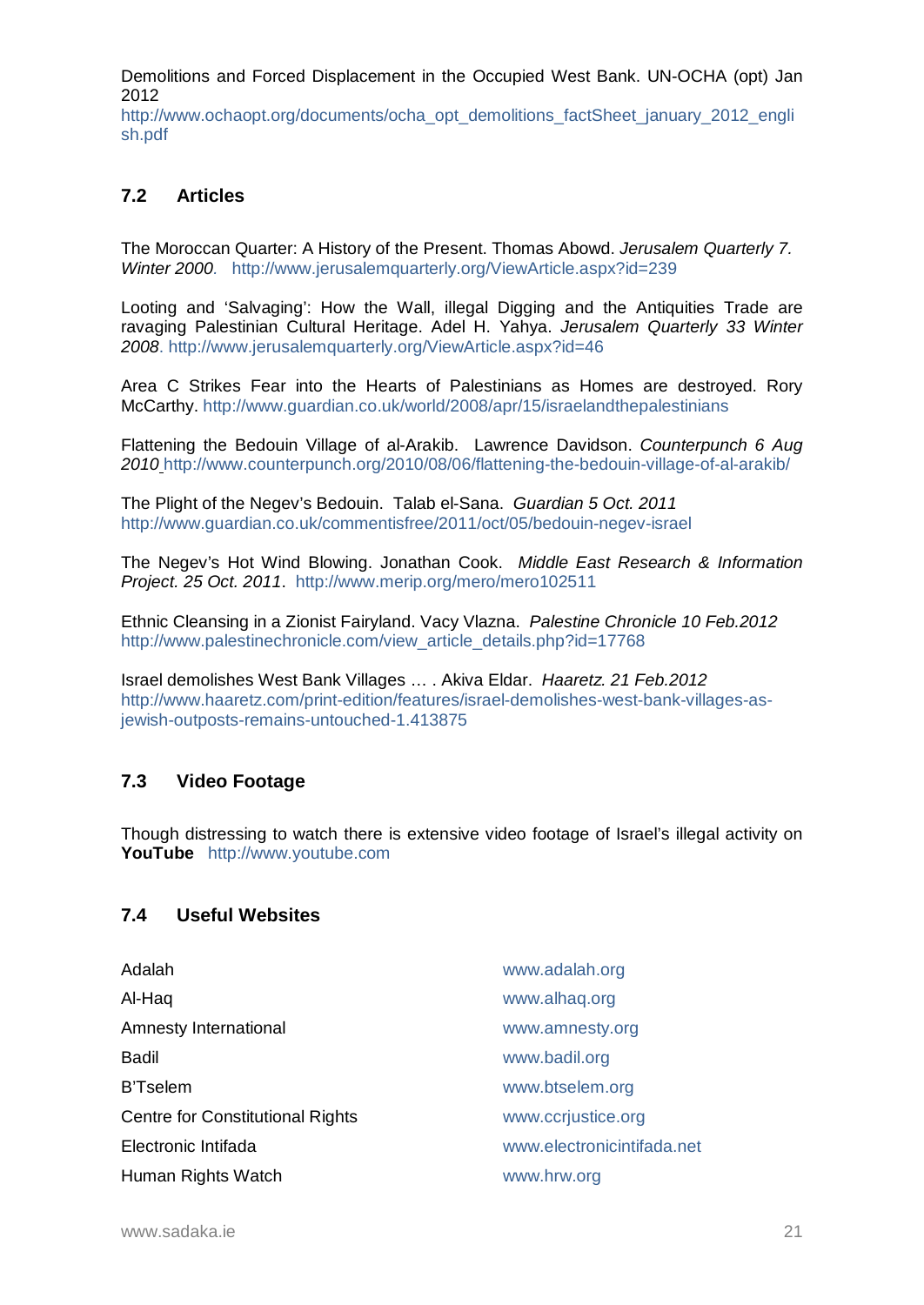Demolitions and Forced Displacement in the Occupied West Bank. UN-OCHA (opt) Jan 2012
http://www.ochaopt.org/documents/ocha_opt_demolitions_factSheet_january_2012_english.pdf

## 7.2 Articles

The Moroccan Quarter: A History of the Present. Thomas Abowd. *Jerusalem Quarterly 7. Winter 2000*. http://www.jerusalemquarterly.org/ViewArticle.aspx?id=239

Looting and 'Salvaging': How the Wall, illegal Digging and the Antiquities Trade are ravaging Palestinian Cultural Heritage. Adel H. Yahya. *Jerusalem Quarterly 33 Winter 2008*. http://www.jerusalemquarterly.org/ViewArticle.aspx?id=46

Area C Strikes Fear into the Hearts of Palestinians as Homes are destroyed. Rory McCarthy. http://www.guardian.co.uk/world/2008/apr/15/israelandthepalestinians

Flattening the Bedouin Village of al-Arakib. Lawrence Davidson. *Counterpunch 6 Aug 2010* http://www.counterpunch.org/2010/08/06/flattening-the-bedouin-village-of-al-arakib/

The Plight of the Negev's Bedouin. Talab el-Sana. *Guardian 5 Oct. 2011*
http://www.guardian.co.uk/commentisfree/2011/oct/05/bedouin-negev-israel

The Negev's Hot Wind Blowing. Jonathan Cook. *Middle East Research & Information Project. 25 Oct. 2011*. http://www.merip.org/mero/mero102511

Ethnic Cleansing in a Zionist Fairyland. Vacy Vlazna. *Palestine Chronicle 10 Feb.2012*
http://www.palestinechronicle.com/view_article_details.php?id=17768

Israel demolishes West Bank Villages … . Akiva Eldar. *Haaretz. 21 Feb.2012*
http://www.haaretz.com/print-edition/features/israel-demolishes-west-bank-villages-as-jewish-outposts-remains-untouched-1.413875

## 7.3 Video Footage

Though distressing to watch there is extensive video footage of Israel's illegal activity on **YouTube** http://www.youtube.com

## 7.4 Useful Websites

| | |
|---|---|
| Adalah | www.adalah.org |
| Al-Haq | www.alhaq.org |
| Amnesty International | www.amnesty.org |
| Badil | www.badil.org |
| B'Tselem | www.btselem.org |
| Centre for Constitutional Rights | www.ccrjustice.org |
| Electronic Intifada | www.electronicintifada.net |
| Human Rights Watch | www.hrw.org |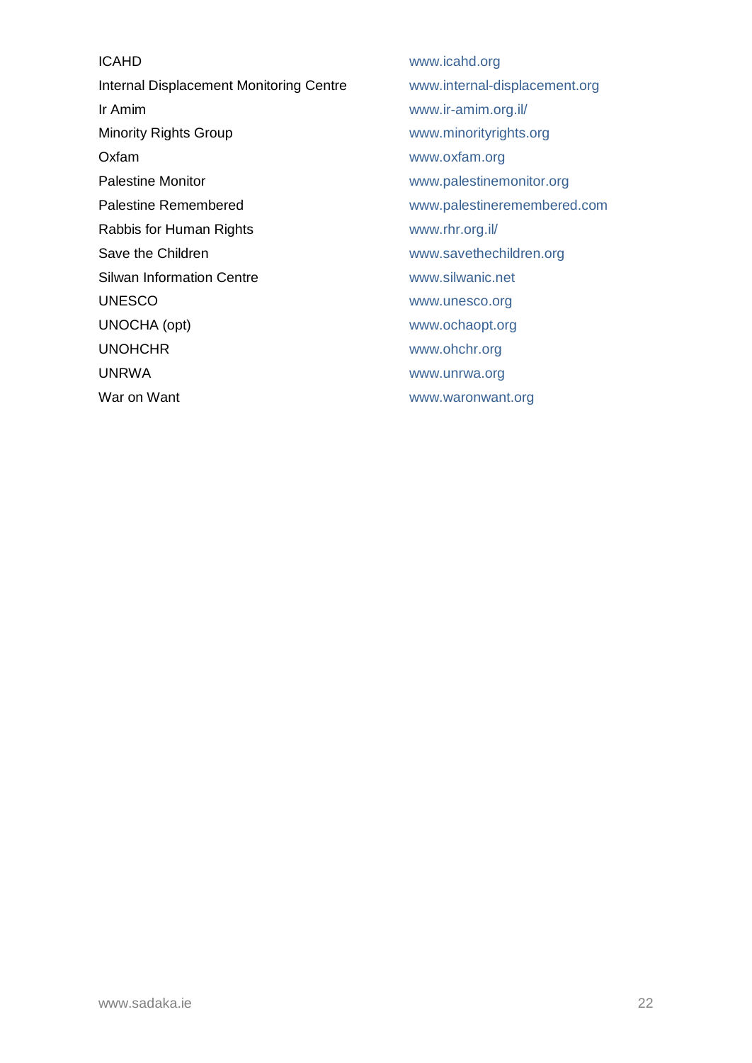| | |
|---|---|
| ICAHD | www.icahd.org |
| Internal Displacement Monitoring Centre | www.internal-displacement.org |
| Ir Amim | www.ir-amim.org.il/ |
| Minority Rights Group | www.minorityrights.org |
| Oxfam | www.oxfam.org |
| Palestine Monitor | www.palestinemonitor.org |
| Palestine Remembered | www.palestineremembered.com |
| Rabbis for Human Rights | www.rhr.org.il/ |
| Save the Children | www.savethechildren.org |
| Silwan Information Centre | www.silwanic.net |
| UNESCO | www.unesco.org |
| UNOCHA (opt) | www.ochaopt.org |
| UNOHCHR | www.ohchr.org |
| UNRWA | www.unrwa.org |
| War on Want | www.waronwant.org |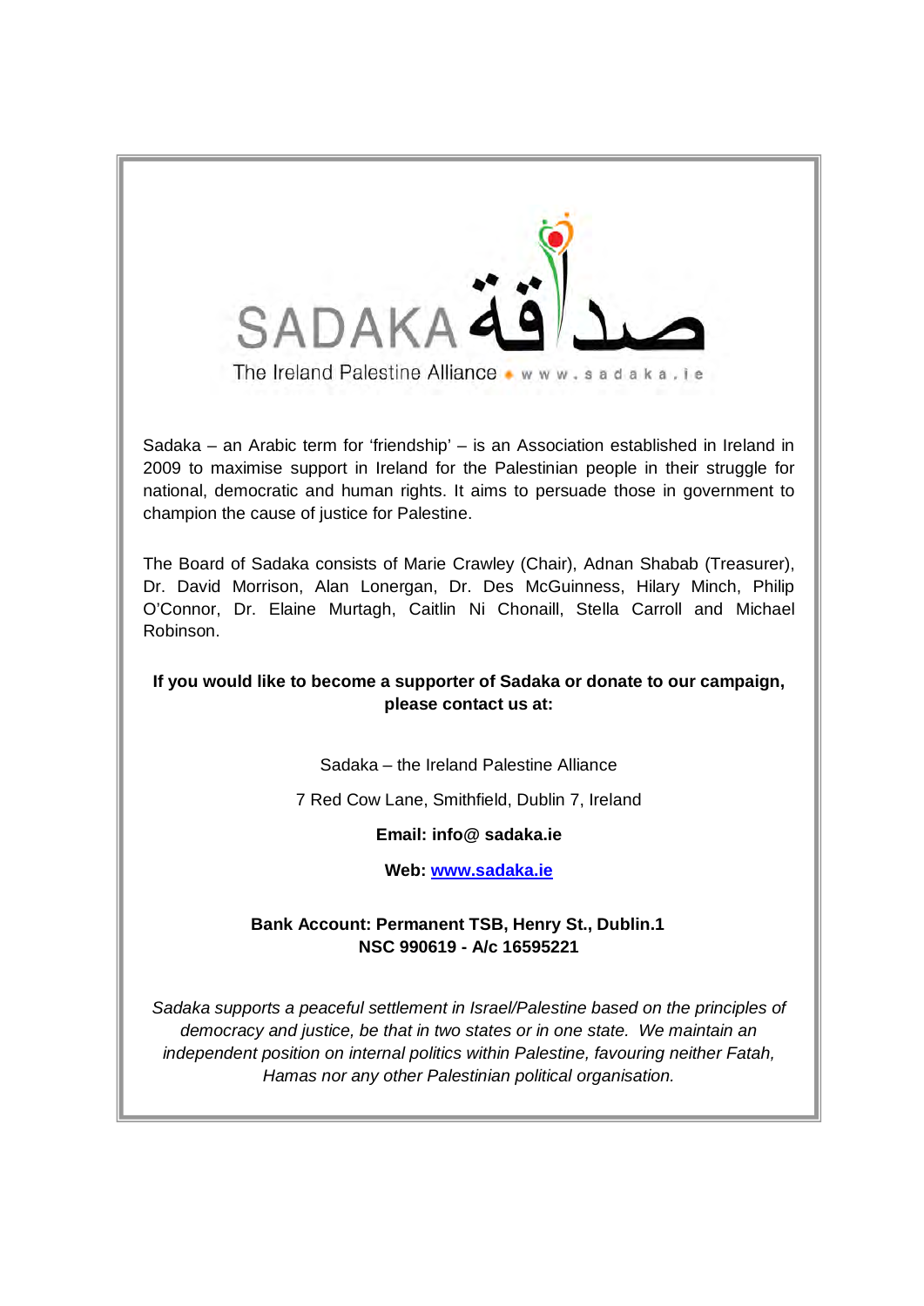SADAKA صداقة

The Ireland Palestine Alliance • www.sadaka.ie

Sadaka – an Arabic term for 'friendship' – is an Association established in Ireland in 2009 to maximise support in Ireland for the Palestinian people in their struggle for national, democratic and human rights. It aims to persuade those in government to champion the cause of justice for Palestine.

The Board of Sadaka consists of Marie Crawley (Chair), Adnan Shabab (Treasurer), Dr. David Morrison, Alan Lonergan, Dr. Des McGuinness, Hilary Minch, Philip O'Connor, Dr. Elaine Murtagh, Caitlin Ni Chonaill, Stella Carroll and Michael Robinson.

**If you would like to become a supporter of Sadaka or donate to our campaign, please contact us at:**

Sadaka – the Ireland Palestine Alliance

7 Red Cow Lane, Smithfield, Dublin 7, Ireland

**Email: info@ sadaka.ie**

**Web: www.sadaka.ie**

**Bank Account: Permanent TSB, Henry St., Dublin.1**
**NSC 990619 - A/c 16595221**

*Sadaka supports a peaceful settlement in Israel/Palestine based on the principles of democracy and justice, be that in two states or in one state. We maintain an independent position on internal politics within Palestine, favouring neither Fatah, Hamas nor any other Palestinian political organisation.*